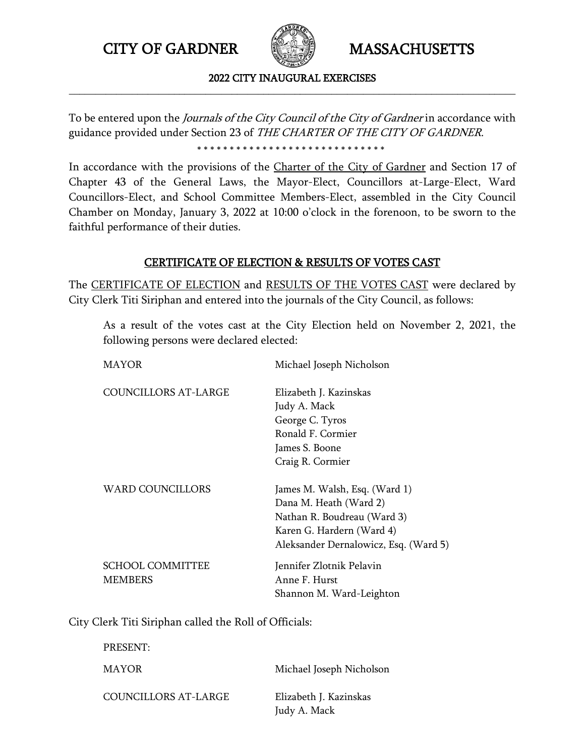# CITY OF GARDNER MASSACHUSETTS

## 2022 CITY INAUGURAL EXERCISES

---

To be entered upon the *Journals of the City Council of the City of Gardner* in accordance with guidance provided under Section 23 of *THE CHARTER OF THE CITY OF GARDNER*.

* * * * * * * * * * * * * * * * * * * * * * * * * * * * * *

In accordance with the provisions of the Charter of the City of Gardner and Section 17 of Chapter 43 of the General Laws, the Mayor-Elect, Councillors at-Large-Elect, Ward Councillors-Elect, and School Committee Members-Elect, assembled in the City Council Chamber on Monday, January 3, 2022 at 10:00 o'clock in the forenoon, to be sworn to the faithful performance of their duties.

### CERTIFICATE OF ELECTION & RESULTS OF VOTES CAST

The CERTIFICATE OF ELECTION and RESULTS OF THE VOTES CAST were declared by City Clerk Titi Siriphan and entered into the journals of the City Council, as follows:

As a result of the votes cast at the City Election held on November 2, 2021, the following persons were declared elected:

| | |
|---|---|
| MAYOR | Michael Joseph Nicholson |
| COUNCILLORS AT-LARGE | Elizabeth J. Kazinskas<br>Judy A. Mack<br>George C. Tyros<br>Ronald F. Cormier<br>James S. Boone<br>Craig R. Cormier |
| WARD COUNCILLORS | James M. Walsh, Esq. (Ward 1)<br>Dana M. Heath (Ward 2)<br>Nathan R. Boudreau (Ward 3)<br>Karen G. Hardern (Ward 4)<br>Aleksander Dernalowicz, Esq. (Ward 5) |
| SCHOOL COMMITTEE MEMBERS | Jennifer Zlotnik Pelavin<br>Anne F. Hurst<br>Shannon M. Ward-Leighton |

City Clerk Titi Siriphan called the Roll of Officials:

PRESENT:

| | |
|---|---|
| MAYOR | Michael Joseph Nicholson |
| COUNCILLORS AT-LARGE | Elizabeth J. Kazinskas<br>Judy A. Mack |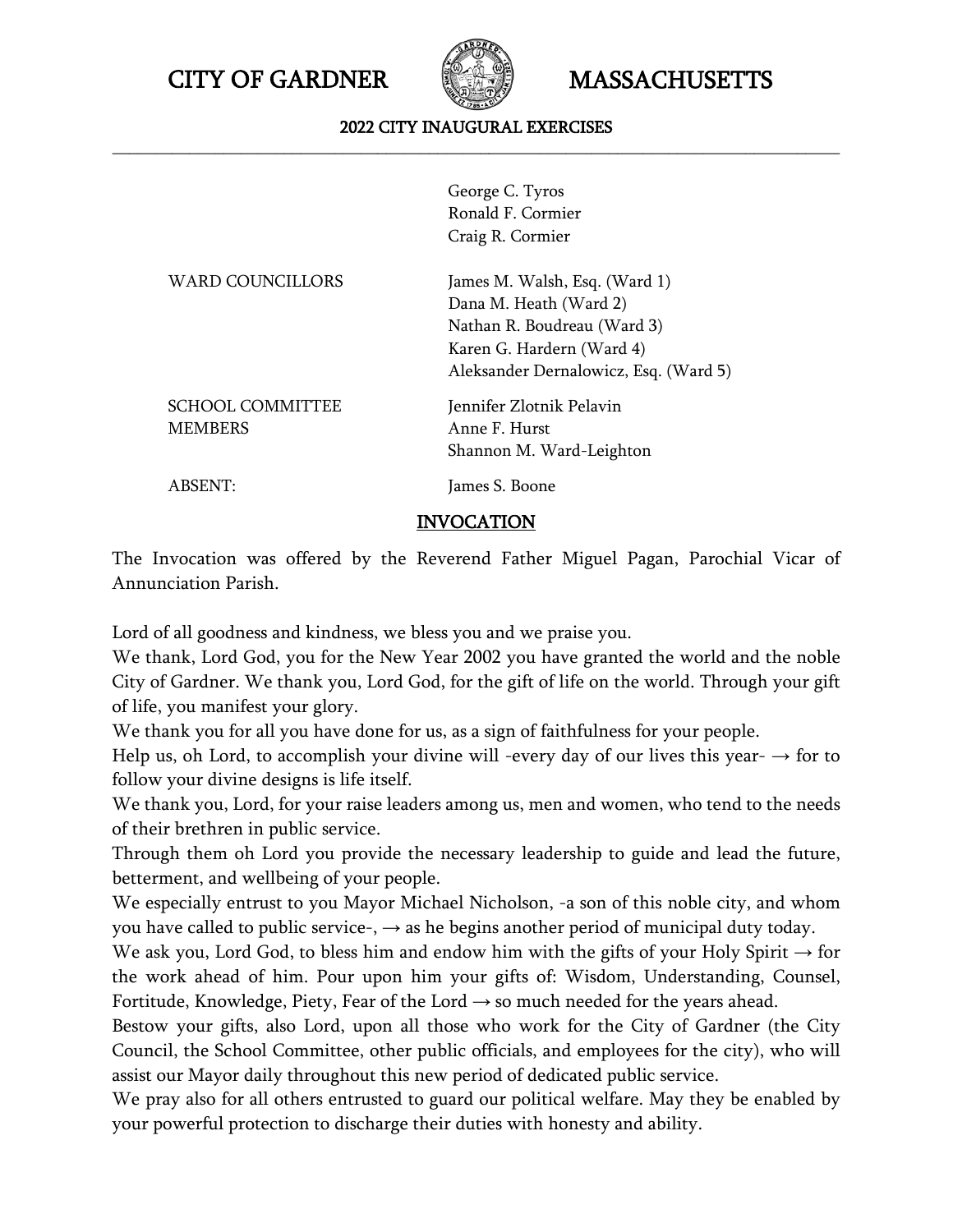George C. Tyros
Ronald F. Cormier
Craig R. Cormier

| | |
|---|---|
| WARD COUNCILLORS | James M. Walsh, Esq. (Ward 1)<br>Dana M. Heath (Ward 2)<br>Nathan R. Boudreau (Ward 3)<br>Karen G. Hardern (Ward 4)<br>Aleksander Dernalowicz, Esq. (Ward 5) |
| SCHOOL COMMITTEE MEMBERS | Jennifer Zlotnik Pelavin<br>Anne F. Hurst<br>Shannon M. Ward-Leighton |
| ABSENT: | James S. Boone |

## INVOCATION

The Invocation was offered by the Reverend Father Miguel Pagan, Parochial Vicar of Annunciation Parish.

Lord of all goodness and kindness, we bless you and we praise you.
We thank, Lord God, you for the New Year 2002 you have granted the world and the noble City of Gardner. We thank you, Lord God, for the gift of life on the world. Through your gift of life, you manifest your glory.
We thank you for all you have done for us, as a sign of faithfulness for your people.
Help us, oh Lord, to accomplish your divine will -every day of our lives this year- → for to follow your divine designs is life itself.
We thank you, Lord, for your raise leaders among us, men and women, who tend to the needs of their brethren in public service.
Through them oh Lord you provide the necessary leadership to guide and lead the future, betterment, and wellbeing of your people.
We especially entrust to you Mayor Michael Nicholson, -a son of this noble city, and whom you have called to public service-, → as he begins another period of municipal duty today.
We ask you, Lord God, to bless him and endow him with the gifts of your Holy Spirit → for the work ahead of him. Pour upon him your gifts of: Wisdom, Understanding, Counsel, Fortitude, Knowledge, Piety, Fear of the Lord → so much needed for the years ahead.
Bestow your gifts, also Lord, upon all those who work for the City of Gardner (the City Council, the School Committee, other public officials, and employees for the city), who will assist our Mayor daily throughout this new period of dedicated public service.
We pray also for all others entrusted to guard our political welfare. May they be enabled by your powerful protection to discharge their duties with honesty and ability.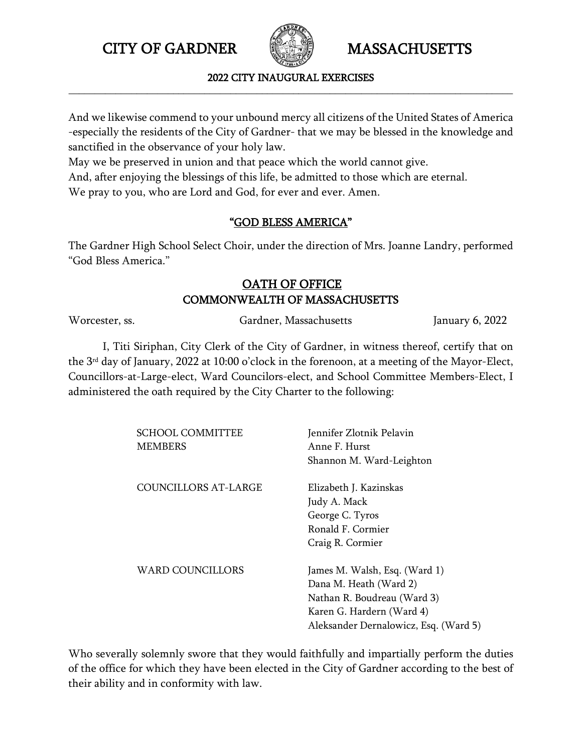And we likewise commend to your unbound mercy all citizens of the United States of America -especially the residents of the City of Gardner- that we may be blessed in the knowledge and sanctified in the observance of your holy law.
May we be preserved in union and that peace which the world cannot give.
And, after enjoying the blessings of this life, be admitted to those which are eternal.
We pray to you, who are Lord and God, for ever and ever. Amen.

## "GOD BLESS AMERICA"

The Gardner High School Select Choir, under the direction of Mrs. Joanne Landry, performed "God Bless America."

## OATH OF OFFICE
## COMMONWEALTH OF MASSACHUSETTS

Worcester, ss. Gardner, Massachusetts January 6, 2022

I, Titi Siriphan, City Clerk of the City of Gardner, in witness thereof, certify that on the 3rd day of January, 2022 at 10:00 o'clock in the forenoon, at a meeting of the Mayor-Elect, Councillors-at-Large-elect, Ward Councilors-elect, and School Committee Members-Elect, I administered the oath required by the City Charter to the following:

| | |
|---|---|
| SCHOOL COMMITTEE MEMBERS | Jennifer Zlotnik Pelavin<br>Anne F. Hurst<br>Shannon M. Ward-Leighton |
| COUNCILLORS AT-LARGE | Elizabeth J. Kazinskas<br>Judy A. Mack<br>George C. Tyros<br>Ronald F. Cormier<br>Craig R. Cormier |
| WARD COUNCILLORS | James M. Walsh, Esq. (Ward 1)<br>Dana M. Heath (Ward 2)<br>Nathan R. Boudreau (Ward 3)<br>Karen G. Hardern (Ward 4)<br>Aleksander Dernalowicz, Esq. (Ward 5) |

Who severally solemnly swore that they would faithfully and impartially perform the duties of the office for which they have been elected in the City of Gardner according to the best of their ability and in conformity with law.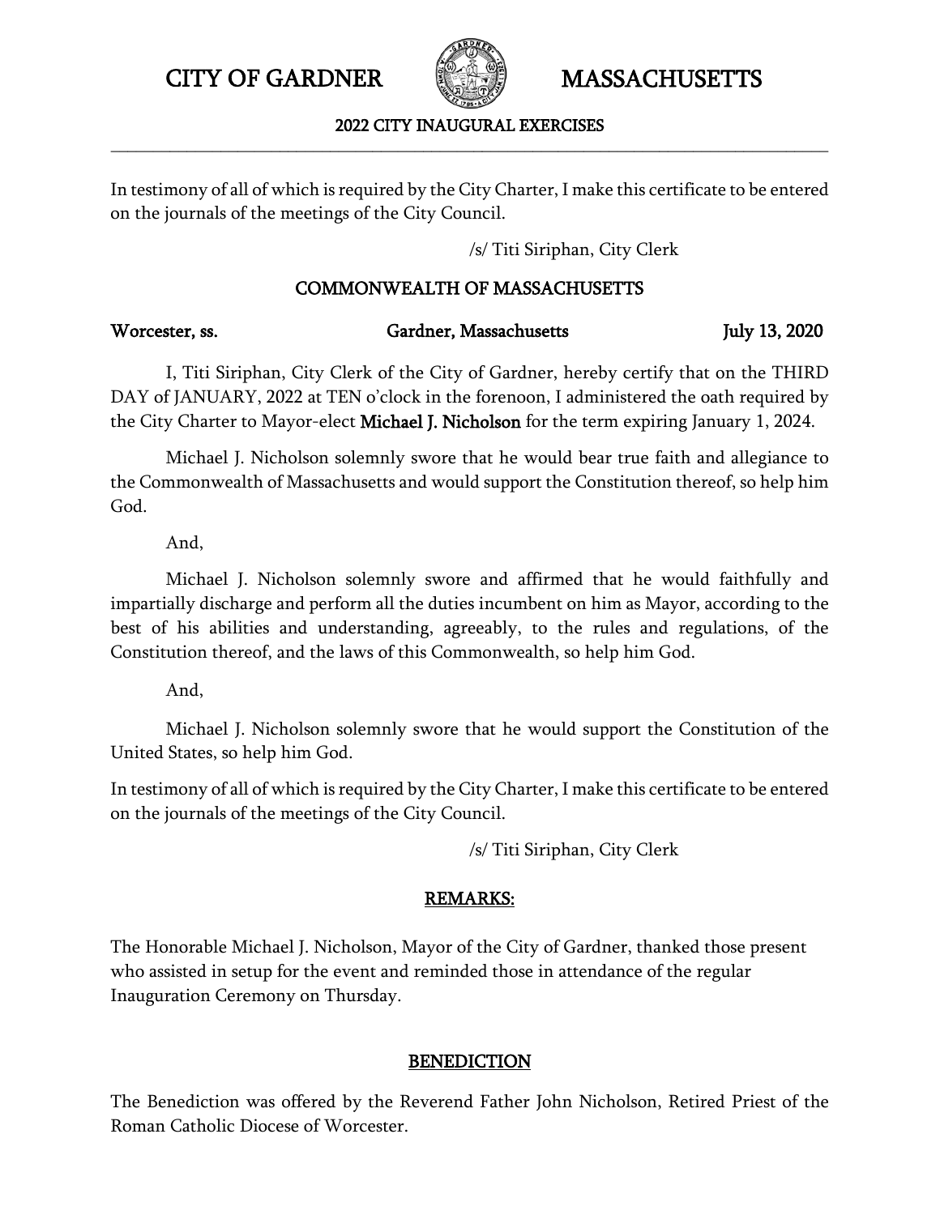In testimony of all of which is required by the City Charter, I make this certificate to be entered on the journals of the meetings of the City Council.

/s/ Titi Siriphan, City Clerk

## COMMONWEALTH OF MASSACHUSETTS

**Worcester, ss. Gardner, Massachusetts July 13, 2020**

I, Titi Siriphan, City Clerk of the City of Gardner, hereby certify that on the THIRD DAY of JANUARY, 2022 at TEN o'clock in the forenoon, I administered the oath required by the City Charter to Mayor-elect **Michael J. Nicholson** for the term expiring January 1, 2024.

Michael J. Nicholson solemnly swore that he would bear true faith and allegiance to the Commonwealth of Massachusetts and would support the Constitution thereof, so help him God.

And,

Michael J. Nicholson solemnly swore and affirmed that he would faithfully and impartially discharge and perform all the duties incumbent on him as Mayor, according to the best of his abilities and understanding, agreeably, to the rules and regulations, of the Constitution thereof, and the laws of this Commonwealth, so help him God.

And,

Michael J. Nicholson solemnly swore that he would support the Constitution of the United States, so help him God.

In testimony of all of which is required by the City Charter, I make this certificate to be entered on the journals of the meetings of the City Council.

/s/ Titi Siriphan, City Clerk

## REMARKS:

The Honorable Michael J. Nicholson, Mayor of the City of Gardner, thanked those present who assisted in setup for the event and reminded those in attendance of the regular Inauguration Ceremony on Thursday.

## BENEDICTION

The Benediction was offered by the Reverend Father John Nicholson, Retired Priest of the Roman Catholic Diocese of Worcester.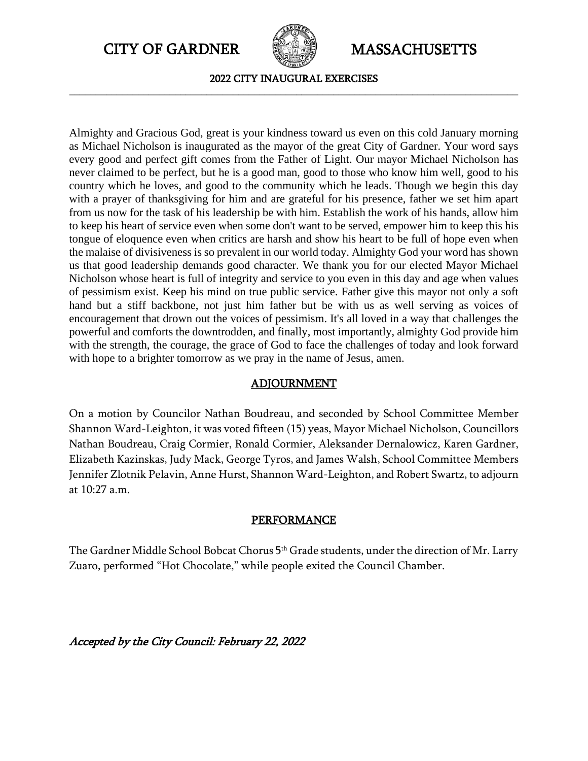Almighty and Gracious God, great is your kindness toward us even on this cold January morning as Michael Nicholson is inaugurated as the mayor of the great City of Gardner. Your word says every good and perfect gift comes from the Father of Light. Our mayor Michael Nicholson has never claimed to be perfect, but he is a good man, good to those who know him well, good to his country which he loves, and good to the community which he leads. Though we begin this day with a prayer of thanksgiving for him and are grateful for his presence, father we set him apart from us now for the task of his leadership be with him. Establish the work of his hands, allow him to keep his heart of service even when some don't want to be served, empower him to keep this his tongue of eloquence even when critics are harsh and show his heart to be full of hope even when the malaise of divisiveness is so prevalent in our world today. Almighty God your word has shown us that good leadership demands good character. We thank you for our elected Mayor Michael Nicholson whose heart is full of integrity and service to you even in this day and age when values of pessimism exist. Keep his mind on true public service. Father give this mayor not only a soft hand but a stiff backbone, not just him father but be with us as well serving as voices of encouragement that drown out the voices of pessimism. It's all loved in a way that challenges the powerful and comforts the downtrodden, and finally, most importantly, almighty God provide him with the strength, the courage, the grace of God to face the challenges of today and look forward with hope to a brighter tomorrow as we pray in the name of Jesus, amen.

## ADJOURNMENT

On a motion by Councilor Nathan Boudreau, and seconded by School Committee Member Shannon Ward-Leighton, it was voted fifteen (15) yeas, Mayor Michael Nicholson, Councillors Nathan Boudreau, Craig Cormier, Ronald Cormier, Aleksander Dernalowicz, Karen Gardner, Elizabeth Kazinskas, Judy Mack, George Tyros, and James Walsh, School Committee Members Jennifer Zlotnik Pelavin, Anne Hurst, Shannon Ward-Leighton, and Robert Swartz, to adjourn at 10:27 a.m.

## PERFORMANCE

The Gardner Middle School Bobcat Chorus 5th Grade students, under the direction of Mr. Larry Zuaro, performed "Hot Chocolate," while people exited the Council Chamber.

*Accepted by the City Council: February 22, 2022*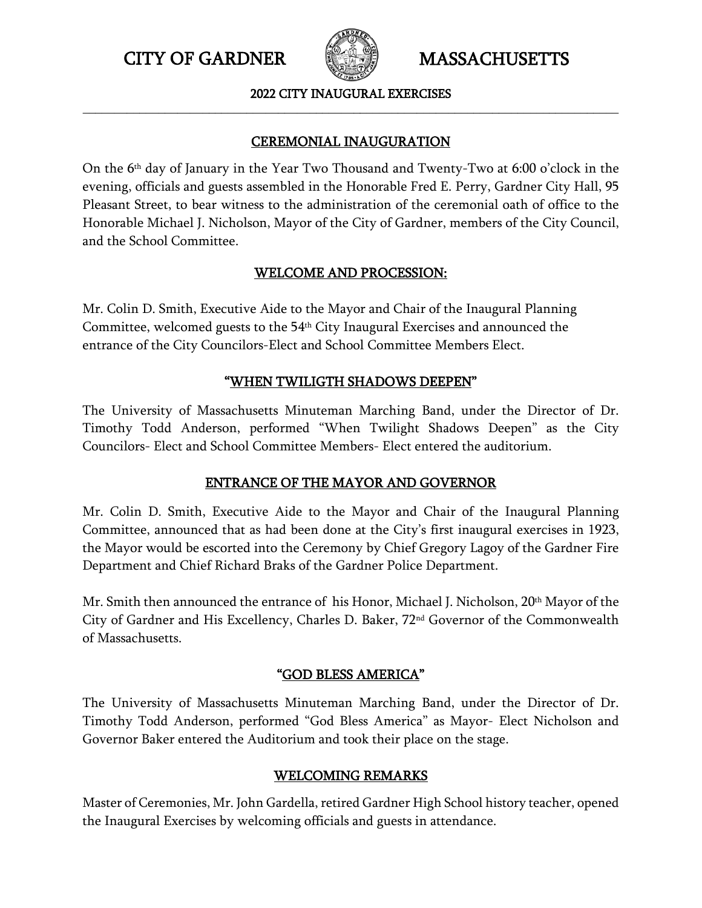# CITY OF GARDNER MASSACHUSETTS

## 2022 CITY INAUGURAL EXERCISES

### CEREMONIAL INAUGURATION

On the 6th day of January in the Year Two Thousand and Twenty-Two at 6:00 o'clock in the evening, officials and guests assembled in the Honorable Fred E. Perry, Gardner City Hall, 95 Pleasant Street, to bear witness to the administration of the ceremonial oath of office to the Honorable Michael J. Nicholson, Mayor of the City of Gardner, members of the City Council, and the School Committee.

### WELCOME AND PROCESSION:

Mr. Colin D. Smith, Executive Aide to the Mayor and Chair of the Inaugural Planning Committee, welcomed guests to the 54th City Inaugural Exercises and announced the entrance of the City Councilors-Elect and School Committee Members Elect.

### "WHEN TWILIGTH SHADOWS DEEPEN"

The University of Massachusetts Minuteman Marching Band, under the Director of Dr. Timothy Todd Anderson, performed "When Twilight Shadows Deepen" as the City Councilors- Elect and School Committee Members- Elect entered the auditorium.

### ENTRANCE OF THE MAYOR AND GOVERNOR

Mr. Colin D. Smith, Executive Aide to the Mayor and Chair of the Inaugural Planning Committee, announced that as had been done at the City's first inaugural exercises in 1923, the Mayor would be escorted into the Ceremony by Chief Gregory Lagoy of the Gardner Fire Department and Chief Richard Braks of the Gardner Police Department.

Mr. Smith then announced the entrance of his Honor, Michael J. Nicholson, 20th Mayor of the City of Gardner and His Excellency, Charles D. Baker, 72nd Governor of the Commonwealth of Massachusetts.

### "GOD BLESS AMERICA"

The University of Massachusetts Minuteman Marching Band, under the Director of Dr. Timothy Todd Anderson, performed "God Bless America" as Mayor- Elect Nicholson and Governor Baker entered the Auditorium and took their place on the stage.

### WELCOMING REMARKS

Master of Ceremonies, Mr. John Gardella, retired Gardner High School history teacher, opened the Inaugural Exercises by welcoming officials and guests in attendance.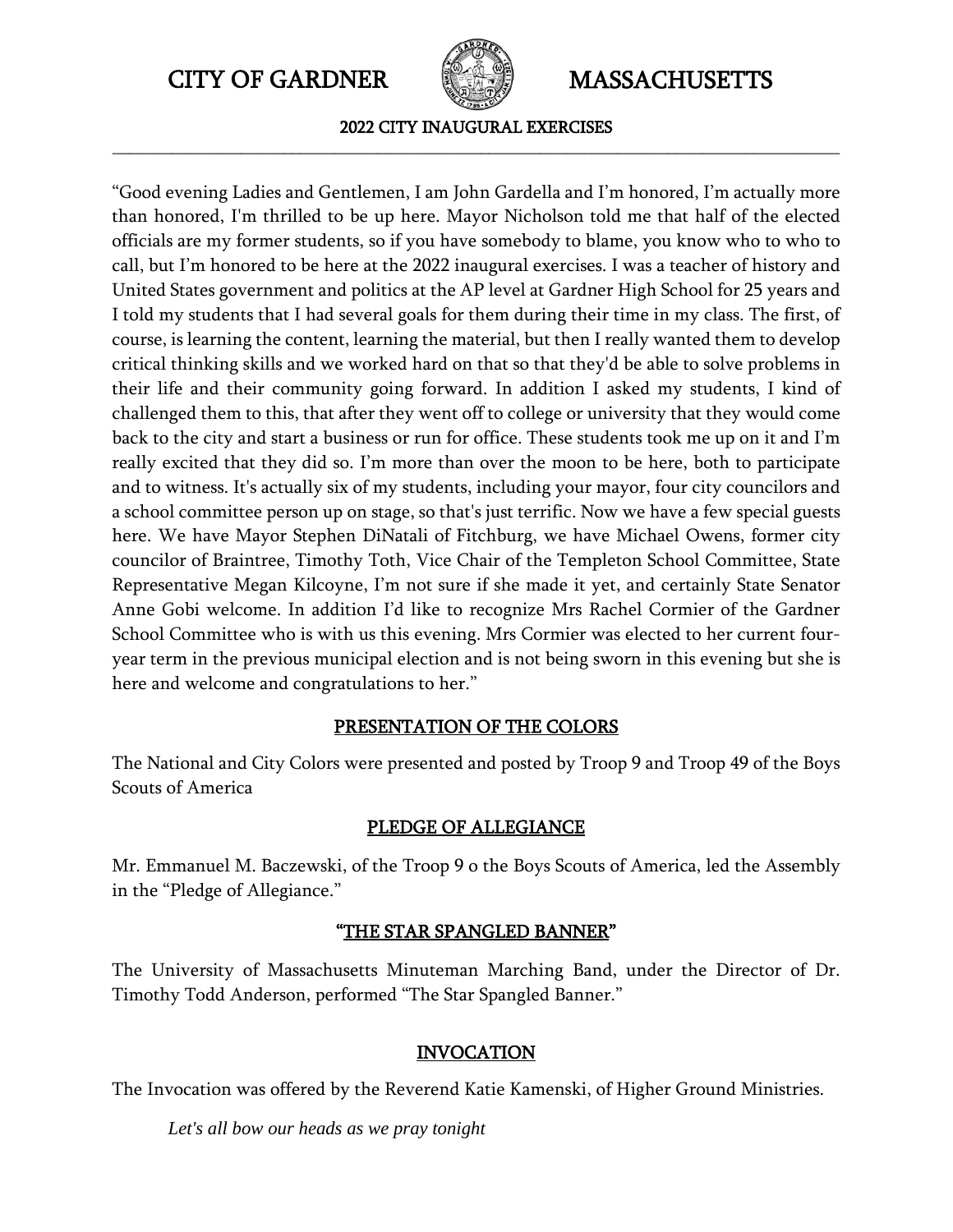"Good evening Ladies and Gentlemen, I am John Gardella and I'm honored, I'm actually more than honored, I'm thrilled to be up here. Mayor Nicholson told me that half of the elected officials are my former students, so if you have somebody to blame, you know who to who to call, but I'm honored to be here at the 2022 inaugural exercises. I was a teacher of history and United States government and politics at the AP level at Gardner High School for 25 years and I told my students that I had several goals for them during their time in my class. The first, of course, is learning the content, learning the material, but then I really wanted them to develop critical thinking skills and we worked hard on that so that they'd be able to solve problems in their life and their community going forward. In addition I asked my students, I kind of challenged them to this, that after they went off to college or university that they would come back to the city and start a business or run for office. These students took me up on it and I'm really excited that they did so. I'm more than over the moon to be here, both to participate and to witness. It's actually six of my students, including your mayor, four city councilors and a school committee person up on stage, so that's just terrific. Now we have a few special guests here. We have Mayor Stephen DiNatali of Fitchburg, we have Michael Owens, former city councilor of Braintree, Timothy Toth, Vice Chair of the Templeton School Committee, State Representative Megan Kilcoyne, I'm not sure if she made it yet, and certainly State Senator Anne Gobi welcome. In addition I'd like to recognize Mrs Rachel Cormier of the Gardner School Committee who is with us this evening. Mrs Cormier was elected to her current four-year term in the previous municipal election and is not being sworn in this evening but she is here and welcome and congratulations to her."

## PRESENTATION OF THE COLORS

The National and City Colors were presented and posted by Troop 9 and Troop 49 of the Boys Scouts of America

## PLEDGE OF ALLEGIANCE

Mr. Emmanuel M. Baczewski, of the Troop 9 o the Boys Scouts of America, led the Assembly in the "Pledge of Allegiance."

## "THE STAR SPANGLED BANNER"

The University of Massachusetts Minuteman Marching Band, under the Director of Dr. Timothy Todd Anderson, performed "The Star Spangled Banner."

## INVOCATION

The Invocation was offered by the Reverend Katie Kamenski, of Higher Ground Ministries.

*Let's all bow our heads as we pray tonight*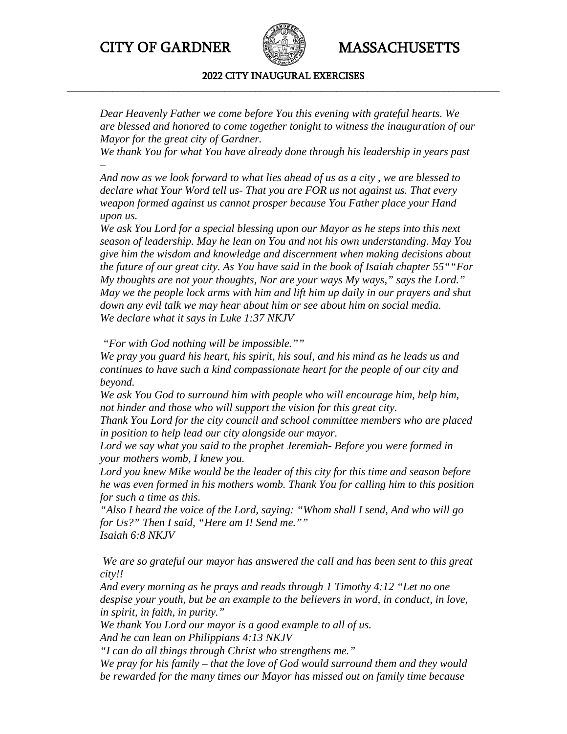*Dear Heavenly Father we come before You this evening with grateful hearts. We are blessed and honored to come together tonight to witness the inauguration of our Mayor for the great city of Gardner.*

*We thank You for what You have already done through his leadership in years past –*

*And now as we look forward to what lies ahead of us as a city , we are blessed to declare what Your Word tell us- That you are FOR us not against us. That every weapon formed against us cannot prosper because You Father place your Hand upon us.*

*We ask You Lord for a special blessing upon our Mayor as he steps into this next season of leadership. May he lean on You and not his own understanding. May You give him the wisdom and knowledge and discernment when making decisions about the future of our great city. As You have said in the book of Isaiah chapter 55""For My thoughts are not your thoughts, Nor are your ways My ways," says the Lord." May we the people lock arms with him and lift him up daily in our prayers and shut down any evil talk we may hear about him or see about him on social media.*

*We declare what it says in Luke 1:37 NKJV*

*"For with God nothing will be impossible.""*

*We pray you guard his heart, his spirit, his soul, and his mind as he leads us and continues to have such a kind compassionate heart for the people of our city and beyond.*

*We ask You God to surround him with people who will encourage him, help him, not hinder and those who will support the vision for this great city.*

*Thank You Lord for the city council and school committee members who are placed in position to help lead our city alongside our mayor.*

*Lord we say what you said to the prophet Jeremiah- Before you were formed in your mothers womb, I knew you.*

*Lord you knew Mike would be the leader of this city for this time and season before he was even formed in his mothers womb. Thank You for calling him to this position for such a time as this.*

*"Also I heard the voice of the Lord, saying: "Whom shall I send, And who will go for Us?" Then I said, "Here am I! Send me.""*

*Isaiah 6:8 NKJV*

*We are so grateful our mayor has answered the call and has been sent to this great city!!*

*And every morning as he prays and reads through 1 Timothy 4:12 "Let no one despise your youth, but be an example to the believers in word, in conduct, in love, in spirit, in faith, in purity."*

*We thank You Lord our mayor is a good example to all of us.*

*And he can lean on Philippians 4:13 NKJV*

*"I can do all things through Christ who strengthens me."*

*We pray for his family – that the love of God would surround them and they would be rewarded for the many times our Mayor has missed out on family time because*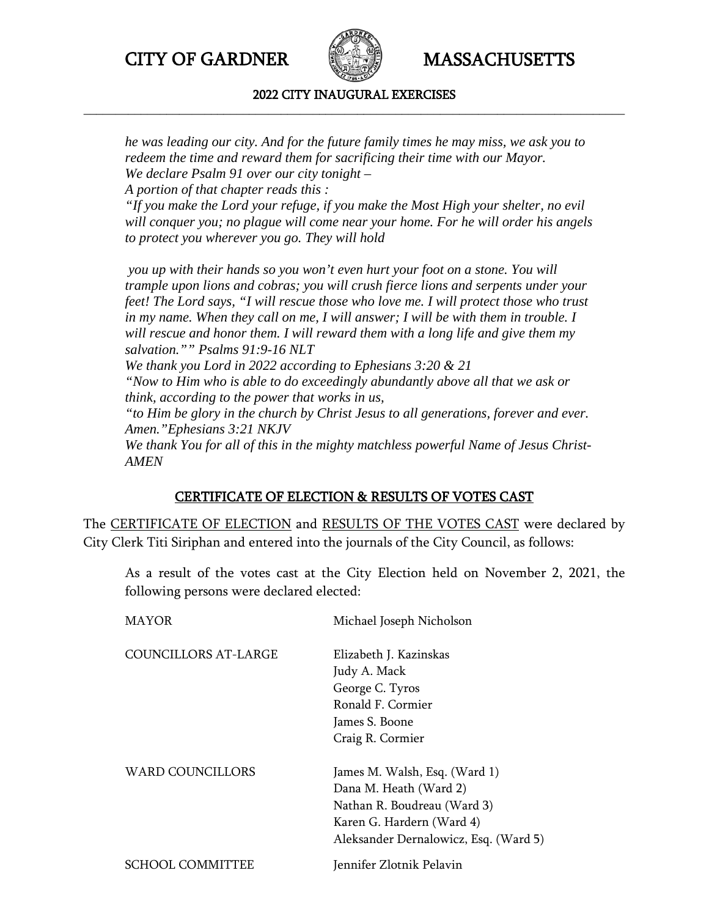*he was leading our city. And for the future family times he may miss, we ask you to redeem the time and reward them for sacrificing their time with our Mayor.*
*We declare Psalm 91 over our city tonight –*
*A portion of that chapter reads this :*
*"If you make the Lord your refuge, if you make the Most High your shelter, no evil will conquer you; no plague will come near your home. For he will order his angels to protect you wherever you go. They will hold*

*you up with their hands so you won't even hurt your foot on a stone. You will trample upon lions and cobras; you will crush fierce lions and serpents under your feet! The Lord says, "I will rescue those who love me. I will protect those who trust in my name. When they call on me, I will answer; I will be with them in trouble. I will rescue and honor them. I will reward them with a long life and give them my salvation."" Psalms 91:9-16 NLT*
*We thank you Lord in 2022 according to Ephesians 3:20 & 21*
*"Now to Him who is able to do exceedingly abundantly above all that we ask or think, according to the power that works in us,*
*"to Him be glory in the church by Christ Jesus to all generations, forever and ever. Amen."Ephesians 3:21 NKJV*
*We thank You for all of this in the mighty matchless powerful Name of Jesus Christ- AMEN*

## CERTIFICATE OF ELECTION & RESULTS OF VOTES CAST

The CERTIFICATE OF ELECTION and RESULTS OF THE VOTES CAST were declared by City Clerk Titi Siriphan and entered into the journals of the City Council, as follows:

As a result of the votes cast at the City Election held on November 2, 2021, the following persons were declared elected:

| | |
|---|---|
| MAYOR | Michael Joseph Nicholson |
| COUNCILLORS AT-LARGE | Elizabeth J. Kazinskas<br>Judy A. Mack<br>George C. Tyros<br>Ronald F. Cormier<br>James S. Boone<br>Craig R. Cormier |
| WARD COUNCILLORS | James M. Walsh, Esq. (Ward 1)<br>Dana M. Heath (Ward 2)<br>Nathan R. Boudreau (Ward 3)<br>Karen G. Hardern (Ward 4)<br>Aleksander Dernalowicz, Esq. (Ward 5) |
| SCHOOL COMMITTEE | Jennifer Zlotnik Pelavin |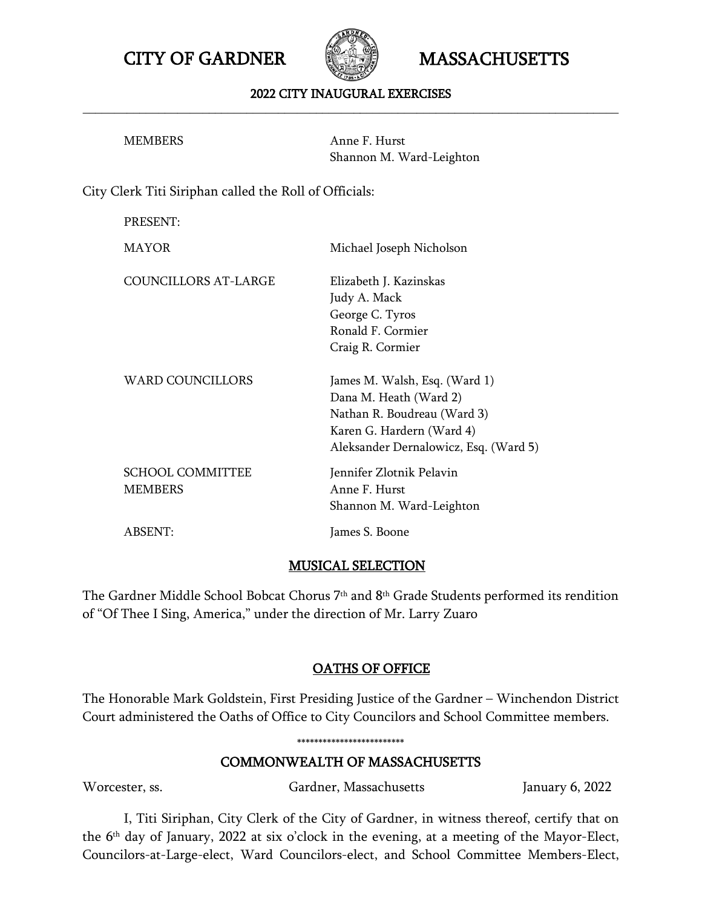| | |
|---|---|
| MEMBERS | Anne F. Hurst<br>Shannon M. Ward-Leighton |

City Clerk Titi Siriphan called the Roll of Officials:

| | |
|---|---|
| PRESENT: | |
| MAYOR | Michael Joseph Nicholson |
| COUNCILLORS AT-LARGE | Elizabeth J. Kazinskas<br>Judy A. Mack<br>George C. Tyros<br>Ronald F. Cormier<br>Craig R. Cormier |
| WARD COUNCILLORS | James M. Walsh, Esq. (Ward 1)<br>Dana M. Heath (Ward 2)<br>Nathan R. Boudreau (Ward 3)<br>Karen G. Hardern (Ward 4)<br>Aleksander Dernalowicz, Esq. (Ward 5) |
| SCHOOL COMMITTEE MEMBERS | Jennifer Zlotnik Pelavin<br>Anne F. Hurst<br>Shannon M. Ward-Leighton |
| ABSENT: | James S. Boone |

## MUSICAL SELECTION

The Gardner Middle School Bobcat Chorus 7th and 8th Grade Students performed its rendition of "Of Thee I Sing, America," under the direction of Mr. Larry Zuaro

## OATHS OF OFFICE

The Honorable Mark Goldstein, First Presiding Justice of the Gardner – Winchendon District Court administered the Oaths of Office to City Councilors and School Committee members.

\*\*\*\*\*\*\*\*\*\*\*\*\*\*\*\*\*\*\*\*\*\*\*\*\*

## COMMONWEALTH OF MASSACHUSETTS

Worcester, ss. Gardner, Massachusetts January 6, 2022

I, Titi Siriphan, City Clerk of the City of Gardner, in witness thereof, certify that on the 6th day of January, 2022 at six o'clock in the evening, at a meeting of the Mayor-Elect, Councilors-at-Large-elect, Ward Councilors-elect, and School Committee Members-Elect,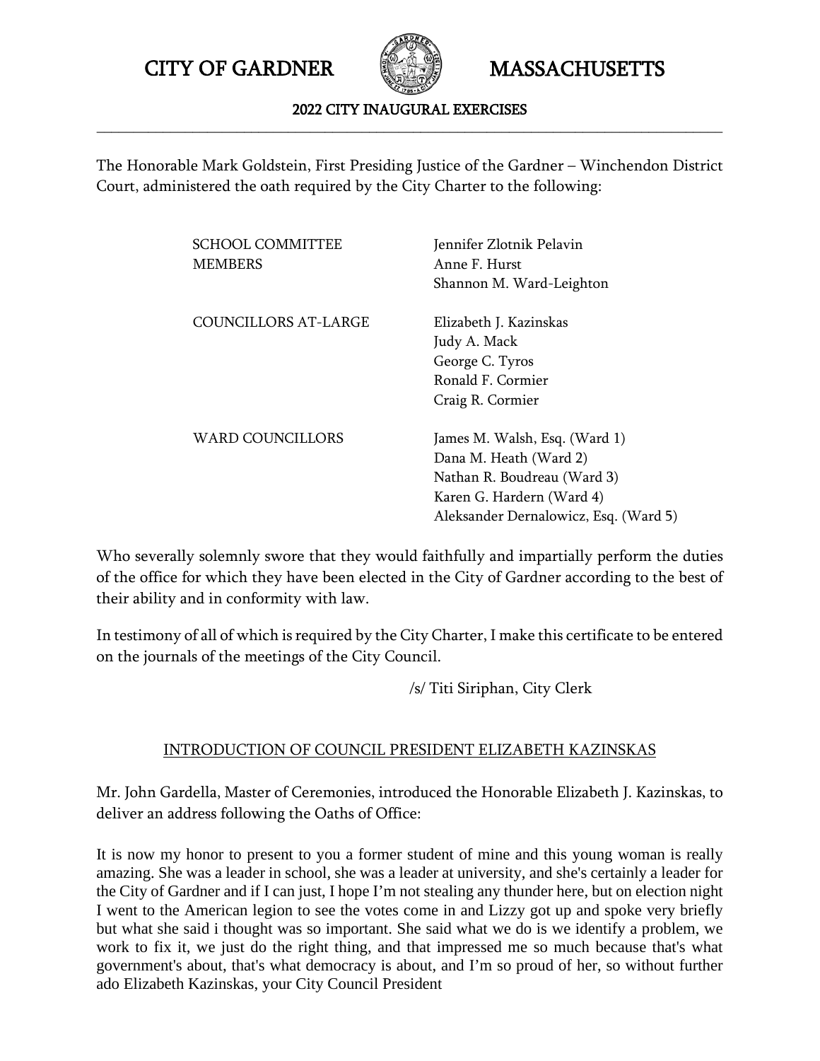The Honorable Mark Goldstein, First Presiding Justice of the Gardner – Winchendon District Court, administered the oath required by the City Charter to the following:

| | |
|---|---|
| SCHOOL COMMITTEE MEMBERS | Jennifer Zlotnik Pelavin<br>Anne F. Hurst<br>Shannon M. Ward-Leighton |
| COUNCILLORS AT-LARGE | Elizabeth J. Kazinskas<br>Judy A. Mack<br>George C. Tyros<br>Ronald F. Cormier<br>Craig R. Cormier |
| WARD COUNCILLORS | James M. Walsh, Esq. (Ward 1)<br>Dana M. Heath (Ward 2)<br>Nathan R. Boudreau (Ward 3)<br>Karen G. Hardern (Ward 4)<br>Aleksander Dernalowicz, Esq. (Ward 5) |

Who severally solemnly swore that they would faithfully and impartially perform the duties of the office for which they have been elected in the City of Gardner according to the best of their ability and in conformity with law.

In testimony of all of which is required by the City Charter, I make this certificate to be entered on the journals of the meetings of the City Council.

/s/ Titi Siriphan, City Clerk

## INTRODUCTION OF COUNCIL PRESIDENT ELIZABETH KAZINSKAS

Mr. John Gardella, Master of Ceremonies, introduced the Honorable Elizabeth J. Kazinskas, to deliver an address following the Oaths of Office:

It is now my honor to present to you a former student of mine and this young woman is really amazing. She was a leader in school, she was a leader at university, and she's certainly a leader for the City of Gardner and if I can just, I hope I'm not stealing any thunder here, but on election night I went to the American legion to see the votes come in and Lizzy got up and spoke very briefly but what she said i thought was so important. She said what we do is we identify a problem, we work to fix it, we just do the right thing, and that impressed me so much because that's what government's about, that's what democracy is about, and I'm so proud of her, so without further ado Elizabeth Kazinskas, your City Council President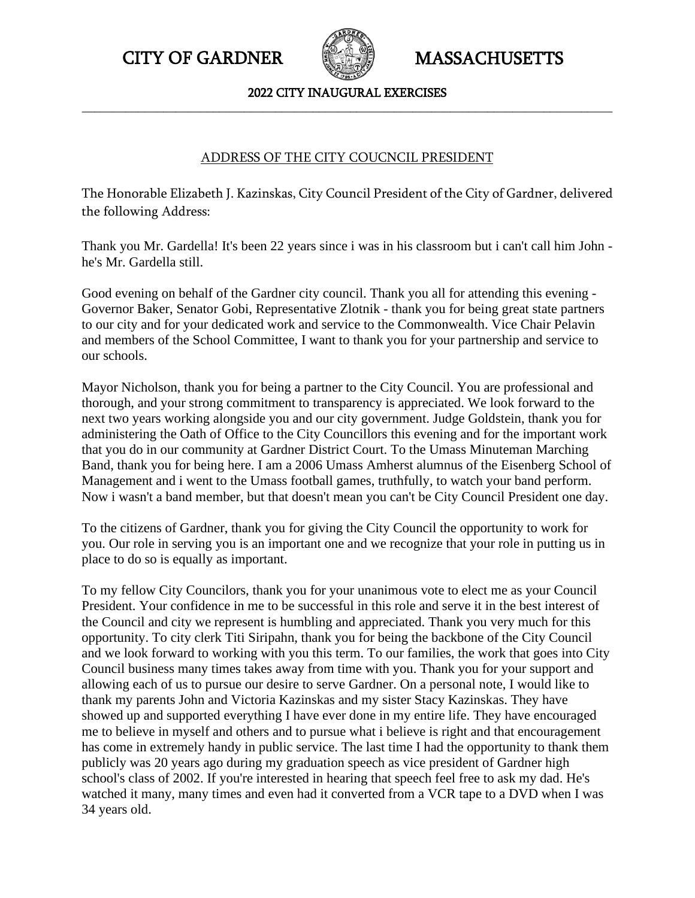# CITY OF GARDNER MASSACHUSETTS

## 2022 CITY INAUGURAL EXERCISES

### ADDRESS OF THE CITY COUCNCIL PRESIDENT

The Honorable Elizabeth J. Kazinskas, City Council President of the City of Gardner, delivered the following Address:

Thank you Mr. Gardella! It's been 22 years since i was in his classroom but i can't call him John - he's Mr. Gardella still.

Good evening on behalf of the Gardner city council. Thank you all for attending this evening - Governor Baker, Senator Gobi, Representative Zlotnik - thank you for being great state partners to our city and for your dedicated work and service to the Commonwealth. Vice Chair Pelavin and members of the School Committee, I want to thank you for your partnership and service to our schools.

Mayor Nicholson, thank you for being a partner to the City Council. You are professional and thorough, and your strong commitment to transparency is appreciated. We look forward to the next two years working alongside you and our city government. Judge Goldstein, thank you for administering the Oath of Office to the City Councillors this evening and for the important work that you do in our community at Gardner District Court. To the Umass Minuteman Marching Band, thank you for being here. I am a 2006 Umass Amherst alumnus of the Eisenberg School of Management and i went to the Umass football games, truthfully, to watch your band perform. Now i wasn't a band member, but that doesn't mean you can't be City Council President one day.

To the citizens of Gardner, thank you for giving the City Council the opportunity to work for you. Our role in serving you is an important one and we recognize that your role in putting us in place to do so is equally as important.

To my fellow City Councilors, thank you for your unanimous vote to elect me as your Council President. Your confidence in me to be successful in this role and serve it in the best interest of the Council and city we represent is humbling and appreciated. Thank you very much for this opportunity. To city clerk Titi Siripahn, thank you for being the backbone of the City Council and we look forward to working with you this term. To our families, the work that goes into City Council business many times takes away from time with you. Thank you for your support and allowing each of us to pursue our desire to serve Gardner. On a personal note, I would like to thank my parents John and Victoria Kazinskas and my sister Stacy Kazinskas. They have showed up and supported everything I have ever done in my entire life. They have encouraged me to believe in myself and others and to pursue what i believe is right and that encouragement has come in extremely handy in public service. The last time I had the opportunity to thank them publicly was 20 years ago during my graduation speech as vice president of Gardner high school's class of 2002. If you're interested in hearing that speech feel free to ask my dad. He's watched it many, many times and even had it converted from a VCR tape to a DVD when I was 34 years old.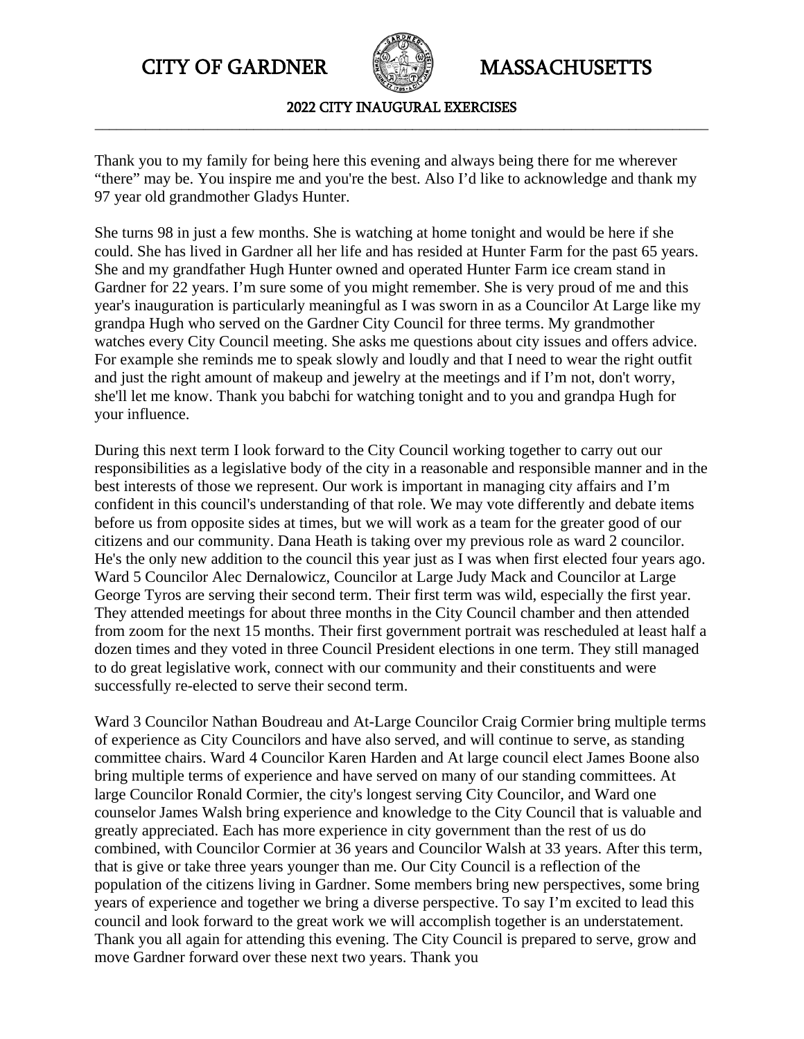Thank you to my family for being here this evening and always being there for me wherever "there" may be. You inspire me and you're the best. Also I'd like to acknowledge and thank my 97 year old grandmother Gladys Hunter.

She turns 98 in just a few months. She is watching at home tonight and would be here if she could. She has lived in Gardner all her life and has resided at Hunter Farm for the past 65 years. She and my grandfather Hugh Hunter owned and operated Hunter Farm ice cream stand in Gardner for 22 years. I'm sure some of you might remember. She is very proud of me and this year's inauguration is particularly meaningful as I was sworn in as a Councilor At Large like my grandpa Hugh who served on the Gardner City Council for three terms. My grandmother watches every City Council meeting. She asks me questions about city issues and offers advice. For example she reminds me to speak slowly and loudly and that I need to wear the right outfit and just the right amount of makeup and jewelry at the meetings and if I'm not, don't worry, she'll let me know. Thank you babchi for watching tonight and to you and grandpa Hugh for your influence.

During this next term I look forward to the City Council working together to carry out our responsibilities as a legislative body of the city in a reasonable and responsible manner and in the best interests of those we represent. Our work is important in managing city affairs and I'm confident in this council's understanding of that role. We may vote differently and debate items before us from opposite sides at times, but we will work as a team for the greater good of our citizens and our community. Dana Heath is taking over my previous role as ward 2 councilor. He's the only new addition to the council this year just as I was when first elected four years ago. Ward 5 Councilor Alec Dernalowicz, Councilor at Large Judy Mack and Councilor at Large George Tyros are serving their second term. Their first term was wild, especially the first year. They attended meetings for about three months in the City Council chamber and then attended from zoom for the next 15 months. Their first government portrait was rescheduled at least half a dozen times and they voted in three Council President elections in one term. They still managed to do great legislative work, connect with our community and their constituents and were successfully re-elected to serve their second term.

Ward 3 Councilor Nathan Boudreau and At-Large Councilor Craig Cormier bring multiple terms of experience as City Councilors and have also served, and will continue to serve, as standing committee chairs. Ward 4 Councilor Karen Harden and At large council elect James Boone also bring multiple terms of experience and have served on many of our standing committees. At large Councilor Ronald Cormier, the city's longest serving City Councilor, and Ward one counselor James Walsh bring experience and knowledge to the City Council that is valuable and greatly appreciated. Each has more experience in city government than the rest of us do combined, with Councilor Cormier at 36 years and Councilor Walsh at 33 years. After this term, that is give or take three years younger than me. Our City Council is a reflection of the population of the citizens living in Gardner. Some members bring new perspectives, some bring years of experience and together we bring a diverse perspective. To say I'm excited to lead this council and look forward to the great work we will accomplish together is an understatement. Thank you all again for attending this evening. The City Council is prepared to serve, grow and move Gardner forward over these next two years. Thank you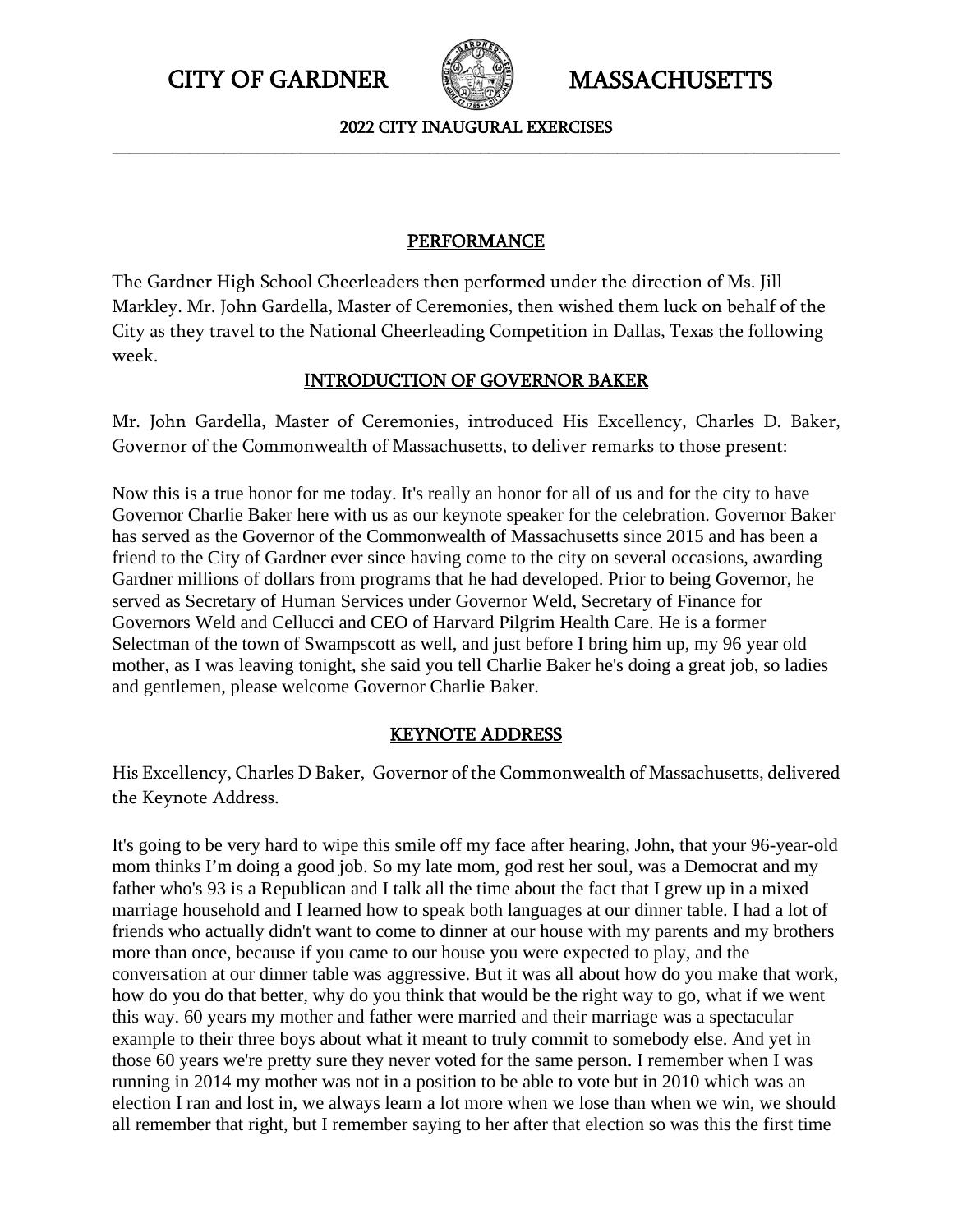## PERFORMANCE

The Gardner High School Cheerleaders then performed under the direction of Ms. Jill Markley. Mr. John Gardella, Master of Ceremonies, then wished them luck on behalf of the City as they travel to the National Cheerleading Competition in Dallas, Texas the following week.

## INTRODUCTION OF GOVERNOR BAKER

Mr. John Gardella, Master of Ceremonies, introduced His Excellency, Charles D. Baker, Governor of the Commonwealth of Massachusetts, to deliver remarks to those present:

Now this is a true honor for me today. It's really an honor for all of us and for the city to have Governor Charlie Baker here with us as our keynote speaker for the celebration. Governor Baker has served as the Governor of the Commonwealth of Massachusetts since 2015 and has been a friend to the City of Gardner ever since having come to the city on several occasions, awarding Gardner millions of dollars from programs that he had developed. Prior to being Governor, he served as Secretary of Human Services under Governor Weld, Secretary of Finance for Governors Weld and Cellucci and CEO of Harvard Pilgrim Health Care. He is a former Selectman of the town of Swampscott as well, and just before I bring him up, my 96 year old mother, as I was leaving tonight, she said you tell Charlie Baker he's doing a great job, so ladies and gentlemen, please welcome Governor Charlie Baker.

## KEYNOTE ADDRESS

His Excellency, Charles D Baker, Governor of the Commonwealth of Massachusetts, delivered the Keynote Address.

It's going to be very hard to wipe this smile off my face after hearing, John, that your 96-year-old mom thinks I'm doing a good job. So my late mom, god rest her soul, was a Democrat and my father who's 93 is a Republican and I talk all the time about the fact that I grew up in a mixed marriage household and I learned how to speak both languages at our dinner table. I had a lot of friends who actually didn't want to come to dinner at our house with my parents and my brothers more than once, because if you came to our house you were expected to play, and the conversation at our dinner table was aggressive. But it was all about how do you make that work, how do you do that better, why do you think that would be the right way to go, what if we went this way. 60 years my mother and father were married and their marriage was a spectacular example to their three boys about what it meant to truly commit to somebody else. And yet in those 60 years we're pretty sure they never voted for the same person. I remember when I was running in 2014 my mother was not in a position to be able to vote but in 2010 which was an election I ran and lost in, we always learn a lot more when we lose than when we win, we should all remember that right, but I remember saying to her after that election so was this the first time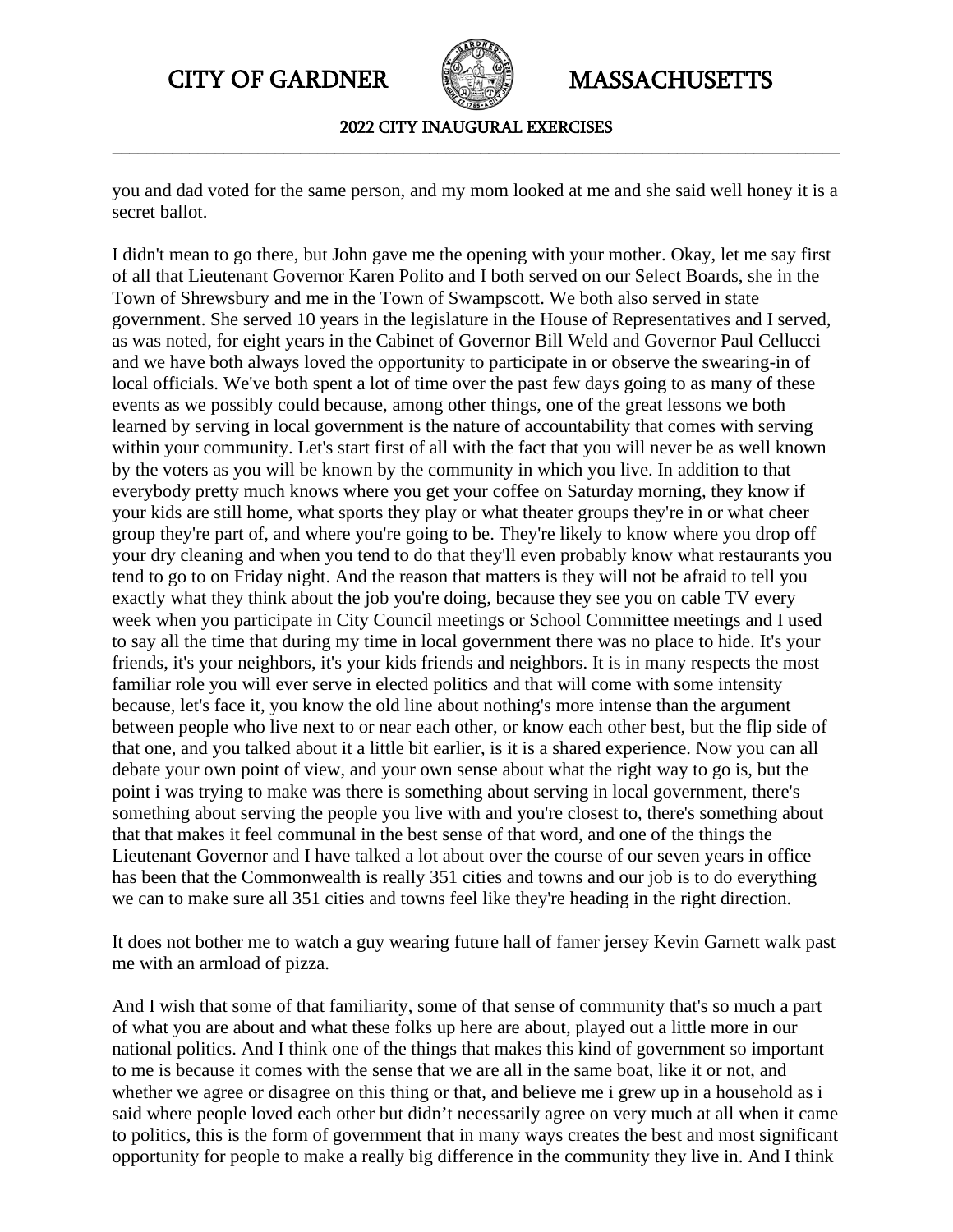you and dad voted for the same person, and my mom looked at me and she said well honey it is a secret ballot.

I didn't mean to go there, but John gave me the opening with your mother. Okay, let me say first of all that Lieutenant Governor Karen Polito and I both served on our Select Boards, she in the Town of Shrewsbury and me in the Town of Swampscott. We both also served in state government. She served 10 years in the legislature in the House of Representatives and I served, as was noted, for eight years in the Cabinet of Governor Bill Weld and Governor Paul Cellucci and we have both always loved the opportunity to participate in or observe the swearing-in of local officials. We've both spent a lot of time over the past few days going to as many of these events as we possibly could because, among other things, one of the great lessons we both learned by serving in local government is the nature of accountability that comes with serving within your community. Let's start first of all with the fact that you will never be as well known by the voters as you will be known by the community in which you live. In addition to that everybody pretty much knows where you get your coffee on Saturday morning, they know if your kids are still home, what sports they play or what theater groups they're in or what cheer group they're part of, and where you're going to be. They're likely to know where you drop off your dry cleaning and when you tend to do that they'll even probably know what restaurants you tend to go to on Friday night. And the reason that matters is they will not be afraid to tell you exactly what they think about the job you're doing, because they see you on cable TV every week when you participate in City Council meetings or School Committee meetings and I used to say all the time that during my time in local government there was no place to hide. It's your friends, it's your neighbors, it's your kids friends and neighbors. It is in many respects the most familiar role you will ever serve in elected politics and that will come with some intensity because, let's face it, you know the old line about nothing's more intense than the argument between people who live next to or near each other, or know each other best, but the flip side of that one, and you talked about it a little bit earlier, is it is a shared experience. Now you can all debate your own point of view, and your own sense about what the right way to go is, but the point i was trying to make was there is something about serving in local government, there's something about serving the people you live with and you're closest to, there's something about that that makes it feel communal in the best sense of that word, and one of the things the Lieutenant Governor and I have talked a lot about over the course of our seven years in office has been that the Commonwealth is really 351 cities and towns and our job is to do everything we can to make sure all 351 cities and towns feel like they're heading in the right direction.

It does not bother me to watch a guy wearing future hall of famer jersey Kevin Garnett walk past me with an armload of pizza.

And I wish that some of that familiarity, some of that sense of community that's so much a part of what you are about and what these folks up here are about, played out a little more in our national politics. And I think one of the things that makes this kind of government so important to me is because it comes with the sense that we are all in the same boat, like it or not, and whether we agree or disagree on this thing or that, and believe me i grew up in a household as i said where people loved each other but didn't necessarily agree on very much at all when it came to politics, this is the form of government that in many ways creates the best and most significant opportunity for people to make a really big difference in the community they live in. And I think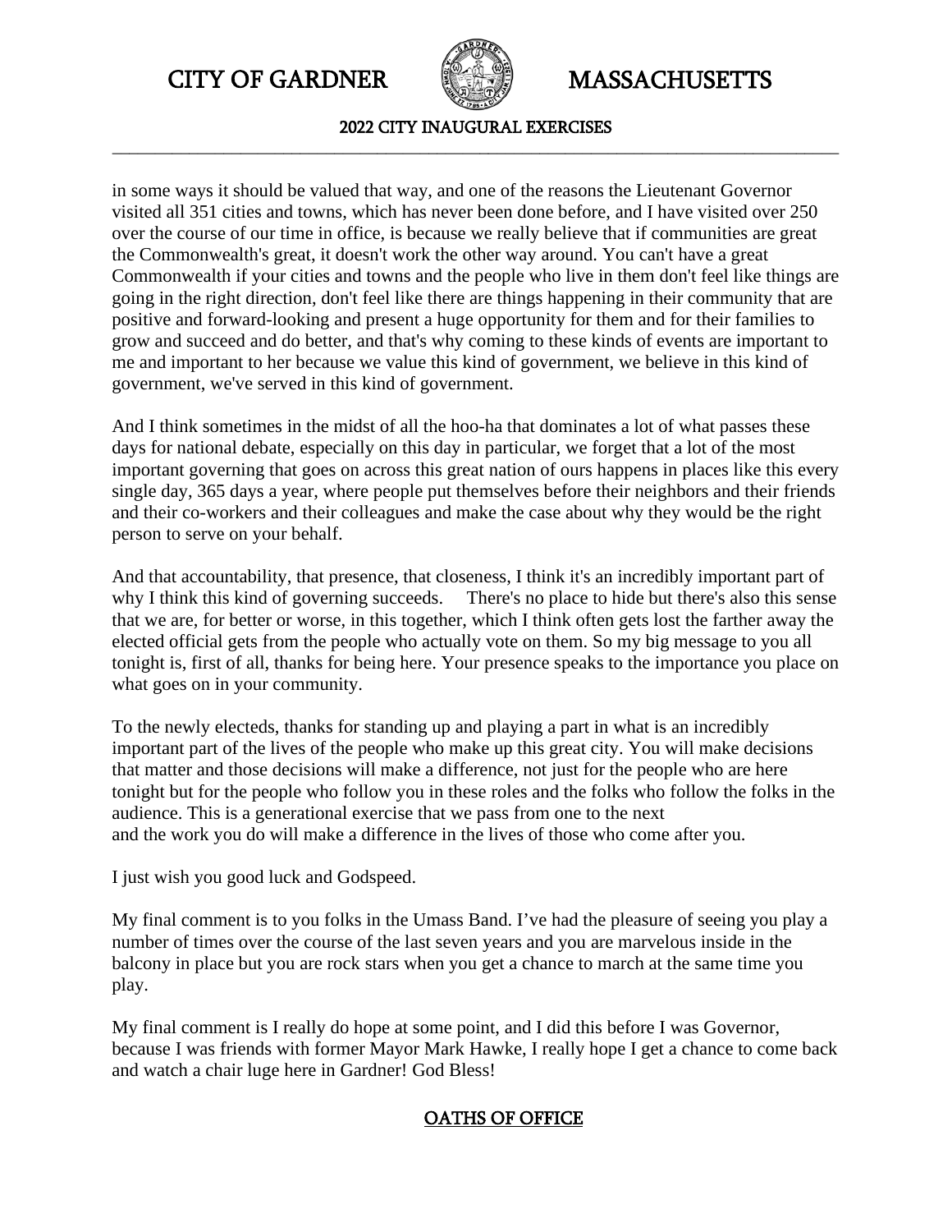in some ways it should be valued that way, and one of the reasons the Lieutenant Governor visited all 351 cities and towns, which has never been done before, and I have visited over 250 over the course of our time in office, is because we really believe that if communities are great the Commonwealth's great, it doesn't work the other way around. You can't have a great Commonwealth if your cities and towns and the people who live in them don't feel like things are going in the right direction, don't feel like there are things happening in their community that are positive and forward-looking and present a huge opportunity for them and for their families to grow and succeed and do better, and that's why coming to these kinds of events are important to me and important to her because we value this kind of government, we believe in this kind of government, we've served in this kind of government.

And I think sometimes in the midst of all the hoo-ha that dominates a lot of what passes these days for national debate, especially on this day in particular, we forget that a lot of the most important governing that goes on across this great nation of ours happens in places like this every single day, 365 days a year, where people put themselves before their neighbors and their friends and their co-workers and their colleagues and make the case about why they would be the right person to serve on your behalf.

And that accountability, that presence, that closeness, I think it's an incredibly important part of why I think this kind of governing succeeds. There's no place to hide but there's also this sense that we are, for better or worse, in this together, which I think often gets lost the farther away the elected official gets from the people who actually vote on them. So my big message to you all tonight is, first of all, thanks for being here. Your presence speaks to the importance you place on what goes on in your community.

To the newly electeds, thanks for standing up and playing a part in what is an incredibly important part of the lives of the people who make up this great city. You will make decisions that matter and those decisions will make a difference, not just for the people who are here tonight but for the people who follow you in these roles and the folks who follow the folks in the audience. This is a generational exercise that we pass from one to the next and the work you do will make a difference in the lives of those who come after you.

I just wish you good luck and Godspeed.

My final comment is to you folks in the Umass Band. I've had the pleasure of seeing you play a number of times over the course of the last seven years and you are marvelous inside in the balcony in place but you are rock stars when you get a chance to march at the same time you play.

My final comment is I really do hope at some point, and I did this before I was Governor, because I was friends with former Mayor Mark Hawke, I really hope I get a chance to come back and watch a chair luge here in Gardner! God Bless!

## OATHS OF OFFICE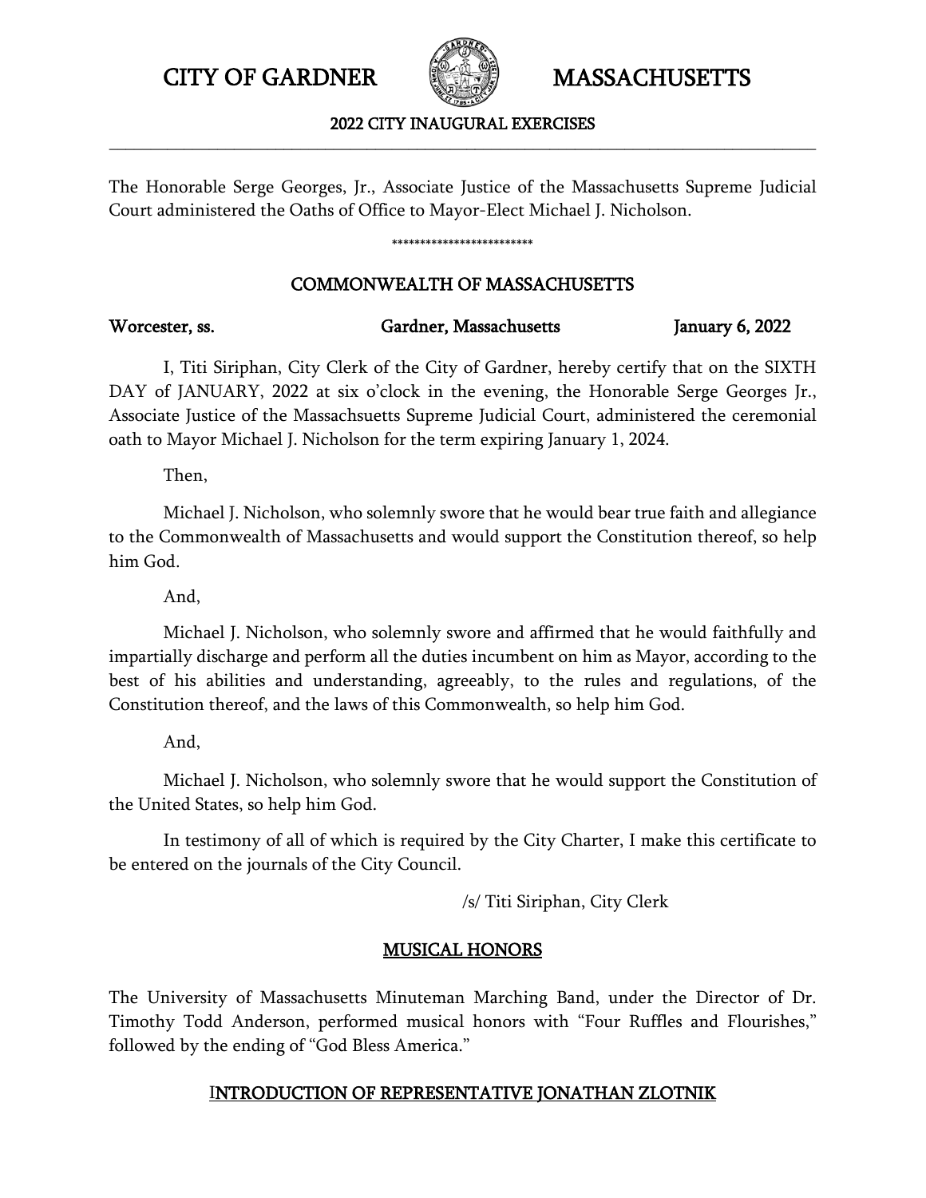# CITY OF GARDNER MASSACHUSETTS

## 2022 CITY INAUGURAL EXERCISES

---

The Honorable Serge Georges, Jr., Associate Justice of the Massachusetts Supreme Judicial Court administered the Oaths of Office to Mayor-Elect Michael J. Nicholson.

*************************

## COMMONWEALTH OF MASSACHUSETTS

**Worcester, ss.** **Gardner, Massachusetts** **January 6, 2022**

I, Titi Siriphan, City Clerk of the City of Gardner, hereby certify that on the SIXTH DAY of JANUARY, 2022 at six o'clock in the evening, the Honorable Serge Georges Jr., Associate Justice of the Massachsuetts Supreme Judicial Court, administered the ceremonial oath to Mayor Michael J. Nicholson for the term expiring January 1, 2024.

Then,

Michael J. Nicholson, who solemnly swore that he would bear true faith and allegiance to the Commonwealth of Massachusetts and would support the Constitution thereof, so help him God.

And,

Michael J. Nicholson, who solemnly swore and affirmed that he would faithfully and impartially discharge and perform all the duties incumbent on him as Mayor, according to the best of his abilities and understanding, agreeably, to the rules and regulations, of the Constitution thereof, and the laws of this Commonwealth, so help him God.

And,

Michael J. Nicholson, who solemnly swore that he would support the Constitution of the United States, so help him God.

In testimony of all of which is required by the City Charter, I make this certificate to be entered on the journals of the City Council.

/s/ Titi Siriphan, City Clerk

## MUSICAL HONORS

The University of Massachusetts Minuteman Marching Band, under the Director of Dr. Timothy Todd Anderson, performed musical honors with "Four Ruffles and Flourishes," followed by the ending of "God Bless America."

## INTRODUCTION OF REPRESENTATIVE JONATHAN ZLOTNIK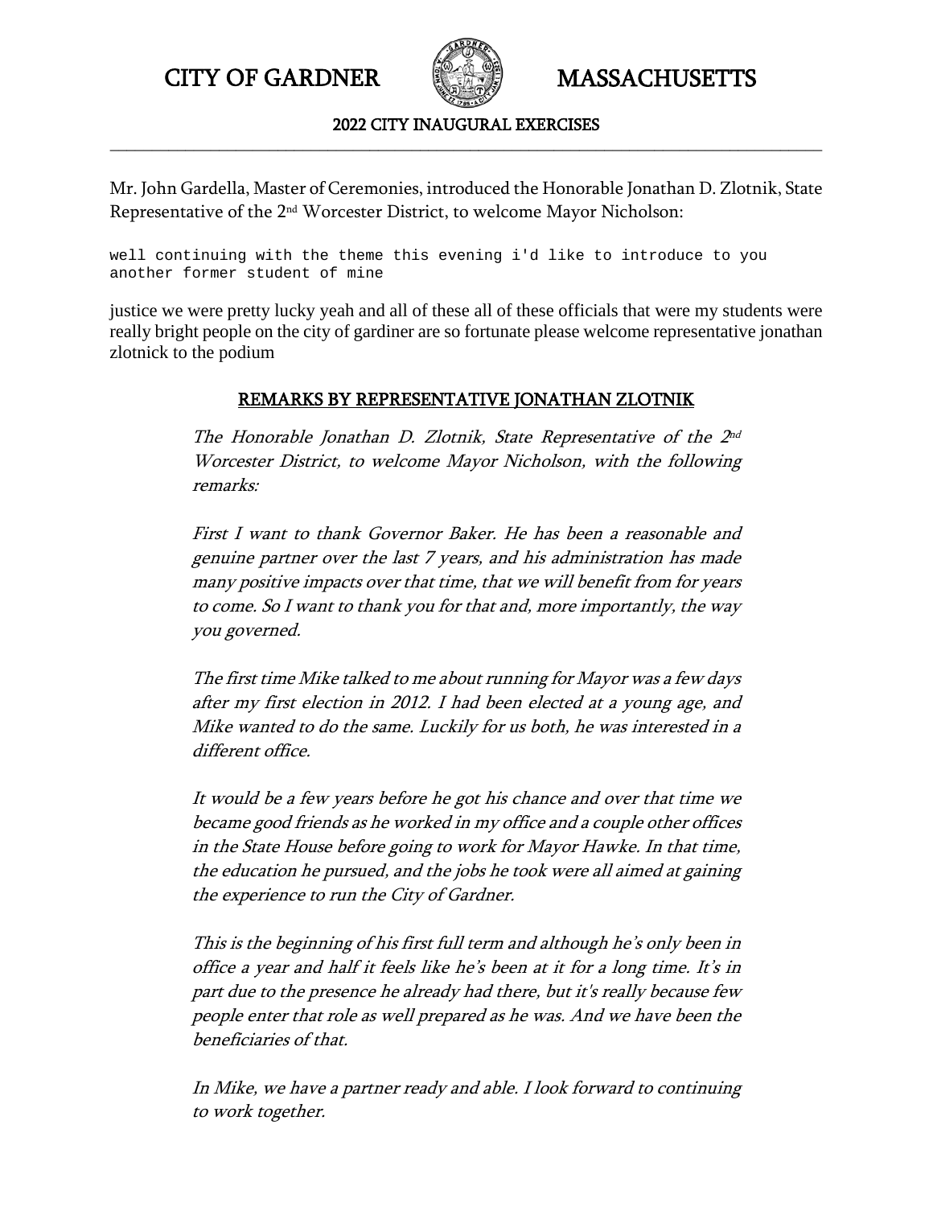CITY OF GARDNER MASSACHUSETTS

2022 CITY INAUGURAL EXERCISES

Mr. John Gardella, Master of Ceremonies, introduced the Honorable Jonathan D. Zlotnik, State Representative of the 2nd Worcester District, to welcome Mayor Nicholson:

```
well continuing with the theme this evening i'd like to introduce to you
another former student of mine
```

justice we were pretty lucky yeah and all of these all of these officials that were my students were really bright people on the city of gardiner are so fortunate please welcome representative jonathan zlotnick to the podium

## REMARKS BY REPRESENTATIVE JONATHAN ZLOTNIK

*The Honorable Jonathan D. Zlotnik, State Representative of the 2nd Worcester District, to welcome Mayor Nicholson, with the following remarks:*

*First I want to thank Governor Baker. He has been a reasonable and genuine partner over the last 7 years, and his administration has made many positive impacts over that time, that we will benefit from for years to come. So I want to thank you for that and, more importantly, the way you governed.*

*The first time Mike talked to me about running for Mayor was a few days after my first election in 2012. I had been elected at a young age, and Mike wanted to do the same. Luckily for us both, he was interested in a different office.*

*It would be a few years before he got his chance and over that time we became good friends as he worked in my office and a couple other offices in the State House before going to work for Mayor Hawke. In that time, the education he pursued, and the jobs he took were all aimed at gaining the experience to run the City of Gardner.*

*This is the beginning of his first full term and although he's only been in office a year and half it feels like he's been at it for a long time. It's in part due to the presence he already had there, but it's really because few people enter that role as well prepared as he was. And we have been the beneficiaries of that.*

*In Mike, we have a partner ready and able. I look forward to continuing to work together.*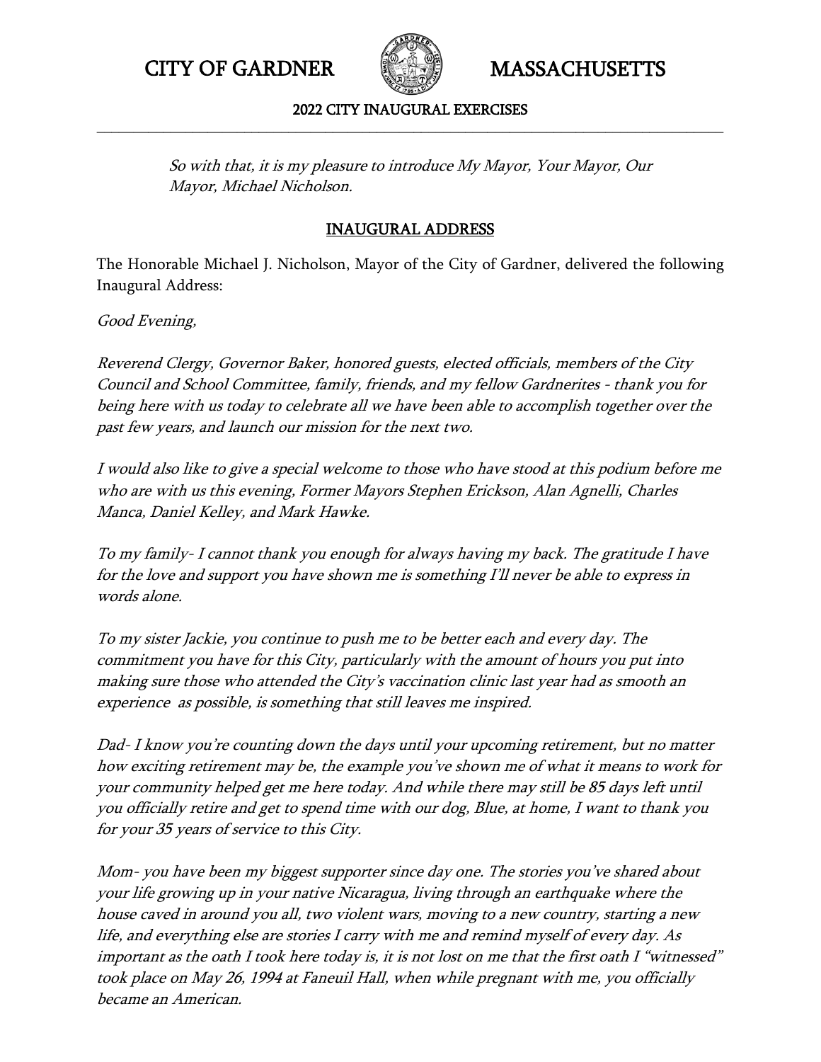*So with that, it is my pleasure to introduce My Mayor, Your Mayor, Our Mayor, Michael Nicholson.*

## INAUGURAL ADDRESS

The Honorable Michael J. Nicholson, Mayor of the City of Gardner, delivered the following Inaugural Address:

*Good Evening,*

*Reverend Clergy, Governor Baker, honored guests, elected officials, members of the City Council and School Committee, family, friends, and my fellow Gardnerites - thank you for being here with us today to celebrate all we have been able to accomplish together over the past few years, and launch our mission for the next two.*

*I would also like to give a special welcome to those who have stood at this podium before me who are with us this evening, Former Mayors Stephen Erickson, Alan Agnelli, Charles Manca, Daniel Kelley, and Mark Hawke.*

*To my family- I cannot thank you enough for always having my back. The gratitude I have for the love and support you have shown me is something I'll never be able to express in words alone.*

*To my sister Jackie, you continue to push me to be better each and every day. The commitment you have for this City, particularly with the amount of hours you put into making sure those who attended the City's vaccination clinic last year had as smooth an experience as possible, is something that still leaves me inspired.*

*Dad- I know you're counting down the days until your upcoming retirement, but no matter how exciting retirement may be, the example you've shown me of what it means to work for your community helped get me here today. And while there may still be 85 days left until you officially retire and get to spend time with our dog, Blue, at home, I want to thank you for your 35 years of service to this City.*

*Mom- you have been my biggest supporter since day one. The stories you've shared about your life growing up in your native Nicaragua, living through an earthquake where the house caved in around you all, two violent wars, moving to a new country, starting a new life, and everything else are stories I carry with me and remind myself of every day. As important as the oath I took here today is, it is not lost on me that the first oath I "witnessed" took place on May 26, 1994 at Faneuil Hall, when while pregnant with me, you officially became an American.*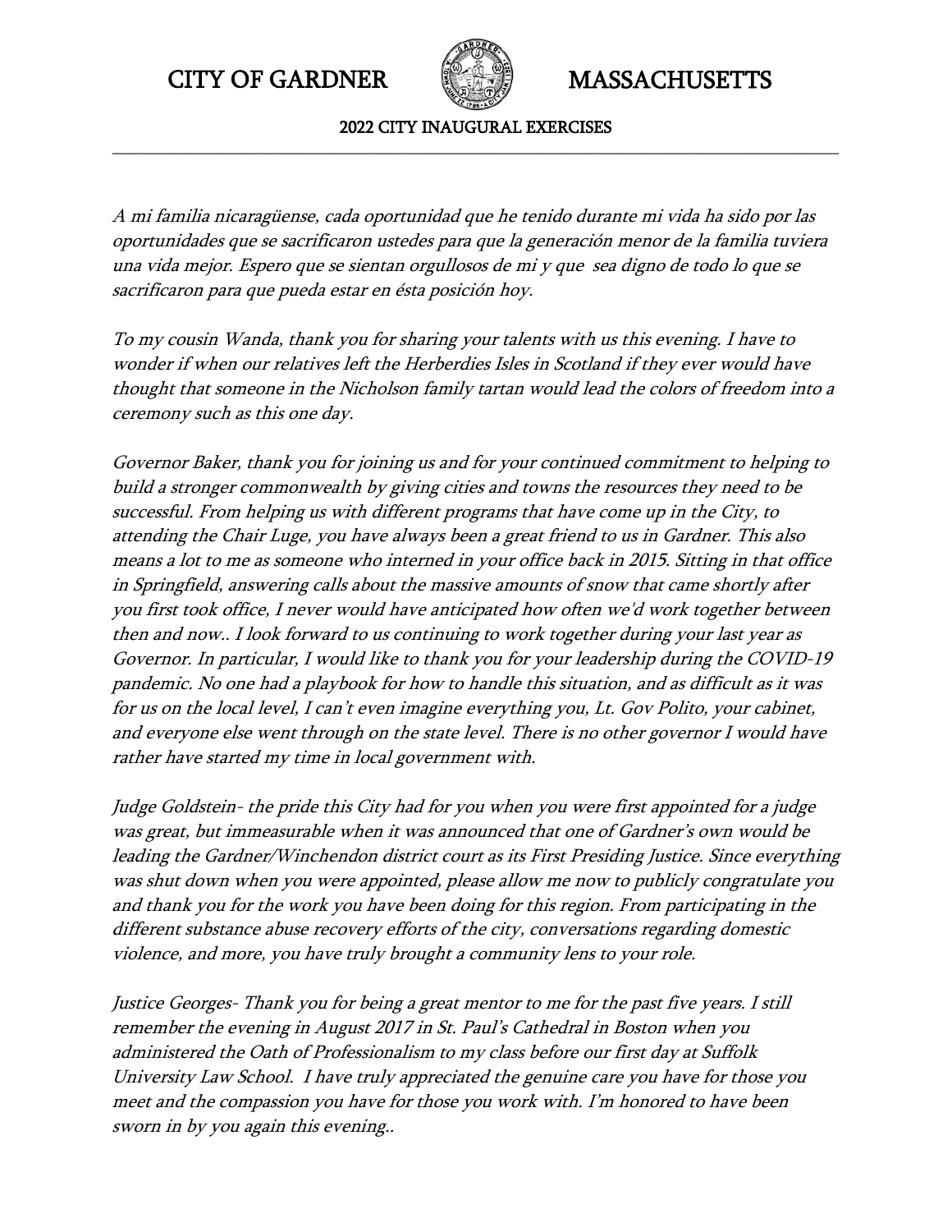*A mi familia nicaragüense, cada oportunidad que he tenido durante mi vida ha sido por las oportunidades que se sacrificaron ustedes para que la generación menor de la familia tuviera una vida mejor. Espero que se sientan orgullosos de mi y que sea digno de todo lo que se sacrificaron para que pueda estar en ésta posición hoy.*

*To my cousin Wanda, thank you for sharing your talents with us this evening. I have to wonder if when our relatives left the Herberdies Isles in Scotland if they ever would have thought that someone in the Nicholson family tartan would lead the colors of freedom into a ceremony such as this one day.*

*Governor Baker, thank you for joining us and for your continued commitment to helping to build a stronger commonwealth by giving cities and towns the resources they need to be successful. From helping us with different programs that have come up in the City, to attending the Chair Luge, you have always been a great friend to us in Gardner. This also means a lot to me as someone who interned in your office back in 2015. Sitting in that office in Springfield, answering calls about the massive amounts of snow that came shortly after you first took office, I never would have anticipated how often we'd work together between then and now.. I look forward to us continuing to work together during your last year as Governor. In particular, I would like to thank you for your leadership during the COVID-19 pandemic. No one had a playbook for how to handle this situation, and as difficult as it was for us on the local level, I can't even imagine everything you, Lt. Gov Polito, your cabinet, and everyone else went through on the state level. There is no other governor I would have rather have started my time in local government with.*

*Judge Goldstein- the pride this City had for you when you were first appointed for a judge was great, but immeasurable when it was announced that one of Gardner's own would be leading the Gardner/Winchendon district court as its First Presiding Justice. Since everything was shut down when you were appointed, please allow me now to publicly congratulate you and thank you for the work you have been doing for this region. From participating in the different substance abuse recovery efforts of the city, conversations regarding domestic violence, and more, you have truly brought a community lens to your role.*

*Justice Georges- Thank you for being a great mentor to me for the past five years. I still remember the evening in August 2017 in St. Paul's Cathedral in Boston when you administered the Oath of Professionalism to my class before our first day at Suffolk University Law School. I have truly appreciated the genuine care you have for those you meet and the compassion you have for those you work with. I'm honored to have been sworn in by you again this evening..*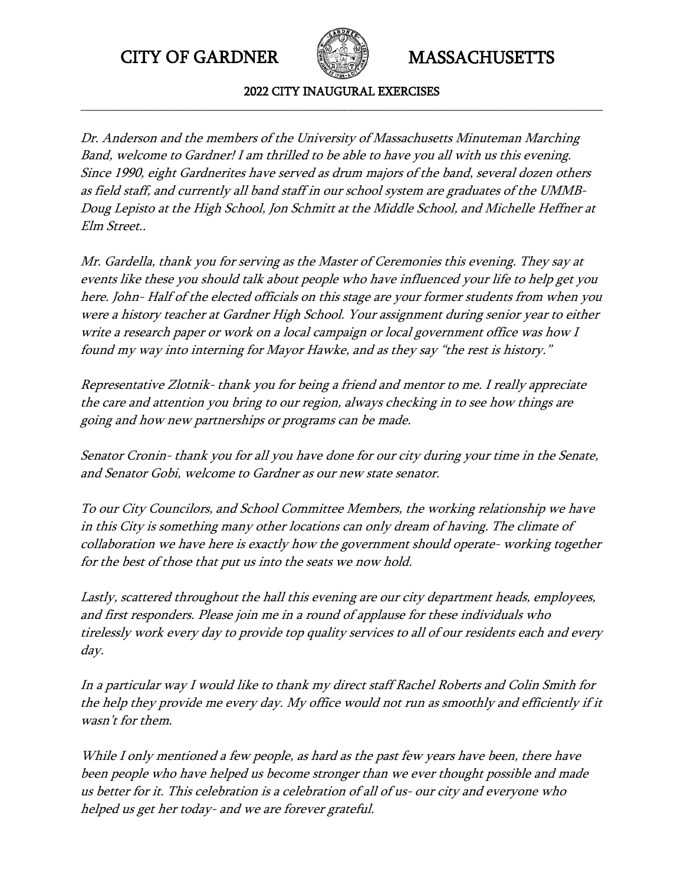CITY OF GARDNER MASSACHUSETTS

2022 CITY INAUGURAL EXERCISES

---

*Dr. Anderson and the members of the University of Massachusetts Minuteman Marching Band, welcome to Gardner! I am thrilled to be able to have you all with us this evening. Since 1990, eight Gardnerites have served as drum majors of the band, several dozen others as field staff, and currently all band staff in our school system are graduates of the UMMB- Doug Lepisto at the High School, Jon Schmitt at the Middle School, and Michelle Heffner at Elm Street..*

*Mr. Gardella, thank you for serving as the Master of Ceremonies this evening. They say at events like these you should talk about people who have influenced your life to help get you here. John- Half of the elected officials on this stage are your former students from when you were a history teacher at Gardner High School. Your assignment during senior year to either write a research paper or work on a local campaign or local government office was how I found my way into interning for Mayor Hawke, and as they say "the rest is history."*

*Representative Zlotnik- thank you for being a friend and mentor to me. I really appreciate the care and attention you bring to our region, always checking in to see how things are going and how new partnerships or programs can be made.*

*Senator Cronin- thank you for all you have done for our city during your time in the Senate, and Senator Gobi, welcome to Gardner as our new state senator.*

*To our City Councilors, and School Committee Members, the working relationship we have in this City is something many other locations can only dream of having. The climate of collaboration we have here is exactly how the government should operate- working together for the best of those that put us into the seats we now hold.*

*Lastly, scattered throughout the hall this evening are our city department heads, employees, and first responders. Please join me in a round of applause for these individuals who tirelessly work every day to provide top quality services to all of our residents each and every day.*

*In a particular way I would like to thank my direct staff Rachel Roberts and Colin Smith for the help they provide me every day. My office would not run as smoothly and efficiently if it wasn't for them.*

*While I only mentioned a few people, as hard as the past few years have been, there have been people who have helped us become stronger than we ever thought possible and made us better for it. This celebration is a celebration of all of us- our city and everyone who helped us get her today- and we are forever grateful.*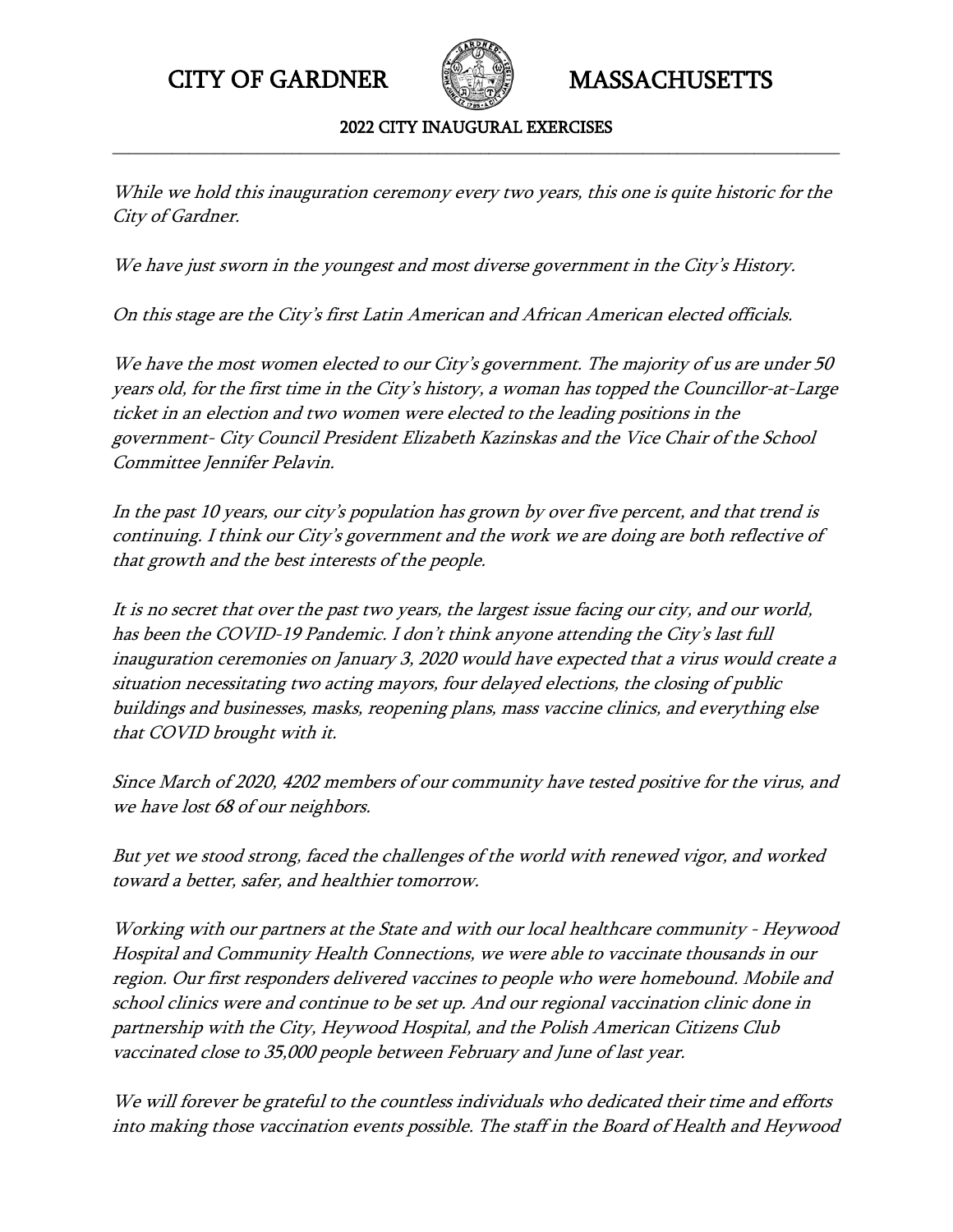*While we hold this inauguration ceremony every two years, this one is quite historic for the City of Gardner.*

*We have just sworn in the youngest and most diverse government in the City's History.*

*On this stage are the City's first Latin American and African American elected officials.*

*We have the most women elected to our City's government. The majority of us are under 50 years old, for the first time in the City's history, a woman has topped the Councillor-at-Large ticket in an election and two women were elected to the leading positions in the government- City Council President Elizabeth Kazinskas and the Vice Chair of the School Committee Jennifer Pelavin.*

*In the past 10 years, our city's population has grown by over five percent, and that trend is continuing. I think our City's government and the work we are doing are both reflective of that growth and the best interests of the people.*

*It is no secret that over the past two years, the largest issue facing our city, and our world, has been the COVID-19 Pandemic. I don't think anyone attending the City's last full inauguration ceremonies on January 3, 2020 would have expected that a virus would create a situation necessitating two acting mayors, four delayed elections, the closing of public buildings and businesses, masks, reopening plans, mass vaccine clinics, and everything else that COVID brought with it.*

*Since March of 2020, 4202 members of our community have tested positive for the virus, and we have lost 68 of our neighbors.*

*But yet we stood strong, faced the challenges of the world with renewed vigor, and worked toward a better, safer, and healthier tomorrow.*

*Working with our partners at the State and with our local healthcare community - Heywood Hospital and Community Health Connections, we were able to vaccinate thousands in our region. Our first responders delivered vaccines to people who were homebound. Mobile and school clinics were and continue to be set up. And our regional vaccination clinic done in partnership with the City, Heywood Hospital, and the Polish American Citizens Club vaccinated close to 35,000 people between February and June of last year.*

*We will forever be grateful to the countless individuals who dedicated their time and efforts into making those vaccination events possible. The staff in the Board of Health and Heywood*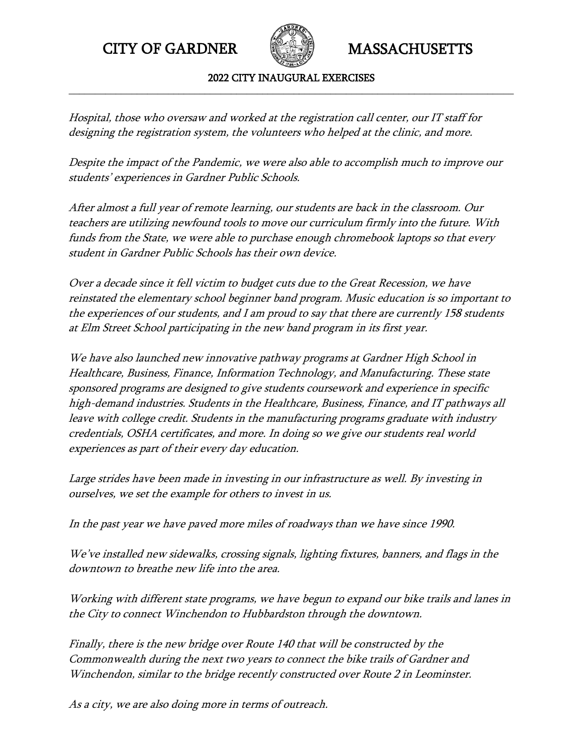*Hospital, those who oversaw and worked at the registration call center, our IT staff for designing the registration system, the volunteers who helped at the clinic, and more.*

*Despite the impact of the Pandemic, we were also able to accomplish much to improve our students' experiences in Gardner Public Schools.*

*After almost a full year of remote learning, our students are back in the classroom. Our teachers are utilizing newfound tools to move our curriculum firmly into the future. With funds from the State, we were able to purchase enough chromebook laptops so that every student in Gardner Public Schools has their own device.*

*Over a decade since it fell victim to budget cuts due to the Great Recession, we have reinstated the elementary school beginner band program. Music education is so important to the experiences of our students, and I am proud to say that there are currently 158 students at Elm Street School participating in the new band program in its first year.*

*We have also launched new innovative pathway programs at Gardner High School in Healthcare, Business, Finance, Information Technology, and Manufacturing. These state sponsored programs are designed to give students coursework and experience in specific high-demand industries. Students in the Healthcare, Business, Finance, and IT pathways all leave with college credit. Students in the manufacturing programs graduate with industry credentials, OSHA certificates, and more. In doing so we give our students real world experiences as part of their every day education.*

*Large strides have been made in investing in our infrastructure as well. By investing in ourselves, we set the example for others to invest in us.*

*In the past year we have paved more miles of roadways than we have since 1990.*

*We've installed new sidewalks, crossing signals, lighting fixtures, banners, and flags in the downtown to breathe new life into the area.*

*Working with different state programs, we have begun to expand our bike trails and lanes in the City to connect Winchendon to Hubbardston through the downtown.*

*Finally, there is the new bridge over Route 140 that will be constructed by the Commonwealth during the next two years to connect the bike trails of Gardner and Winchendon, similar to the bridge recently constructed over Route 2 in Leominster.*

*As a city, we are also doing more in terms of outreach.*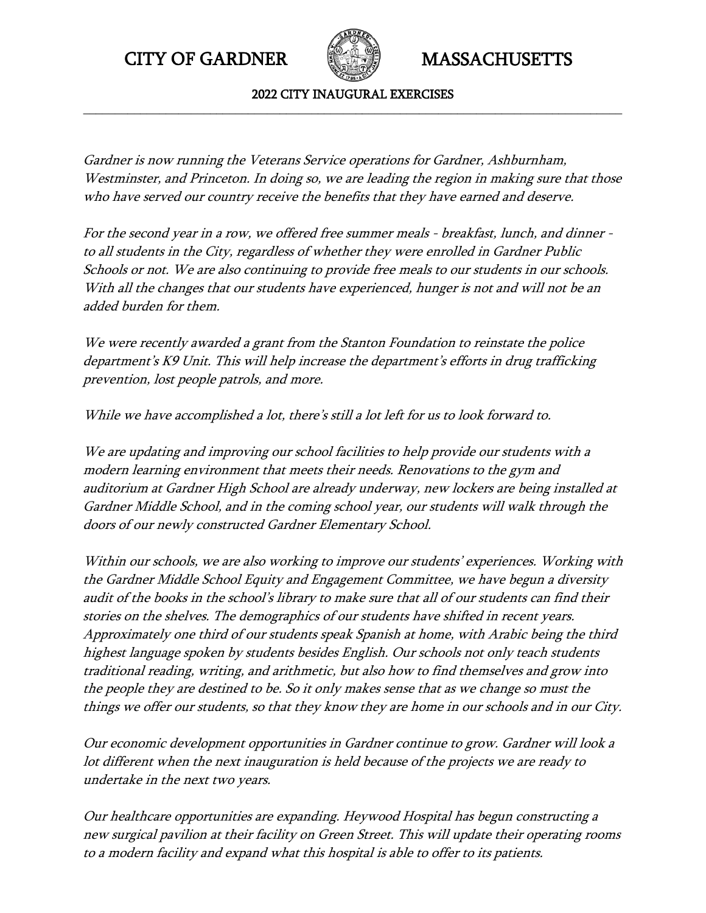*Gardner is now running the Veterans Service operations for Gardner, Ashburnham, Westminster, and Princeton. In doing so, we are leading the region in making sure that those who have served our country receive the benefits that they have earned and deserve.*

*For the second year in a row, we offered free summer meals - breakfast, lunch, and dinner - to all students in the City, regardless of whether they were enrolled in Gardner Public Schools or not. We are also continuing to provide free meals to our students in our schools. With all the changes that our students have experienced, hunger is not and will not be an added burden for them.*

*We were recently awarded a grant from the Stanton Foundation to reinstate the police department's K9 Unit. This will help increase the department's efforts in drug trafficking prevention, lost people patrols, and more.*

*While we have accomplished a lot, there's still a lot left for us to look forward to.*

*We are updating and improving our school facilities to help provide our students with a modern learning environment that meets their needs. Renovations to the gym and auditorium at Gardner High School are already underway, new lockers are being installed at Gardner Middle School, and in the coming school year, our students will walk through the doors of our newly constructed Gardner Elementary School.*

*Within our schools, we are also working to improve our students' experiences. Working with the Gardner Middle School Equity and Engagement Committee, we have begun a diversity audit of the books in the school's library to make sure that all of our students can find their stories on the shelves. The demographics of our students have shifted in recent years. Approximately one third of our students speak Spanish at home, with Arabic being the third highest language spoken by students besides English. Our schools not only teach students traditional reading, writing, and arithmetic, but also how to find themselves and grow into the people they are destined to be. So it only makes sense that as we change so must the things we offer our students, so that they know they are home in our schools and in our City.*

*Our economic development opportunities in Gardner continue to grow. Gardner will look a lot different when the next inauguration is held because of the projects we are ready to undertake in the next two years.*

*Our healthcare opportunities are expanding. Heywood Hospital has begun constructing a new surgical pavilion at their facility on Green Street. This will update their operating rooms to a modern facility and expand what this hospital is able to offer to its patients.*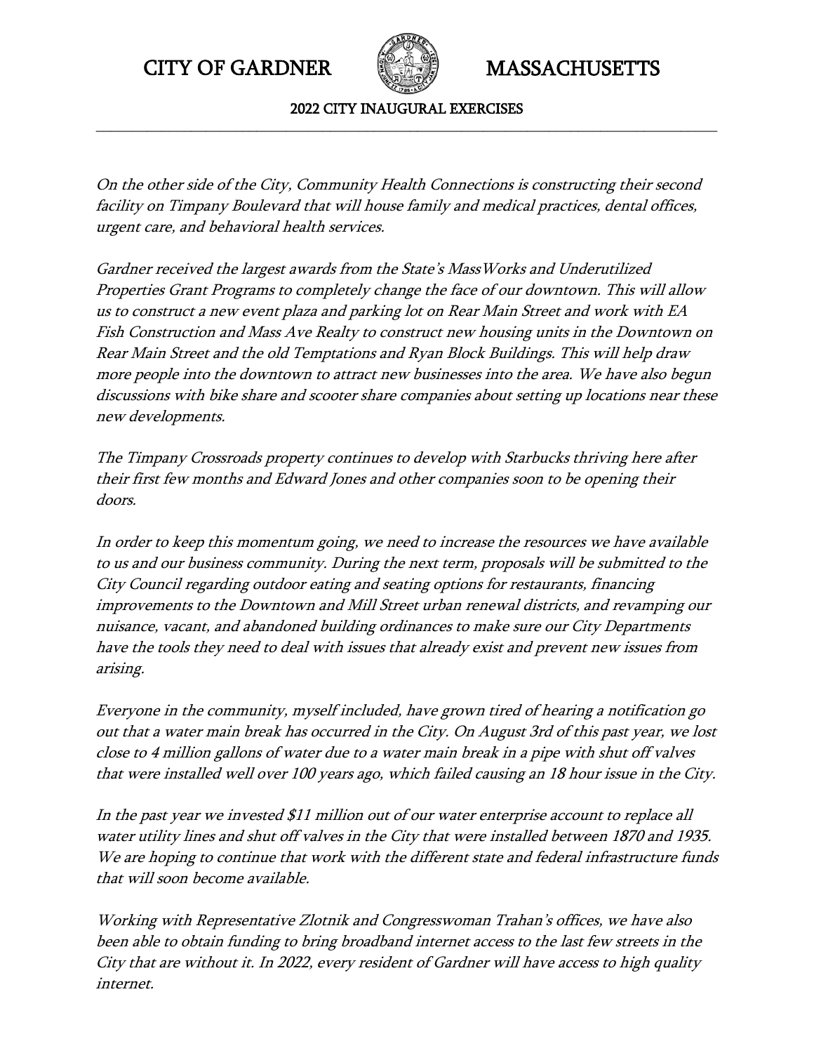*On the other side of the City, Community Health Connections is constructing their second facility on Timpany Boulevard that will house family and medical practices, dental offices, urgent care, and behavioral health services.*

*Gardner received the largest awards from the State's MassWorks and Underutilized Properties Grant Programs to completely change the face of our downtown. This will allow us to construct a new event plaza and parking lot on Rear Main Street and work with EA Fish Construction and Mass Ave Realty to construct new housing units in the Downtown on Rear Main Street and the old Temptations and Ryan Block Buildings. This will help draw more people into the downtown to attract new businesses into the area. We have also begun discussions with bike share and scooter share companies about setting up locations near these new developments.*

*The Timpany Crossroads property continues to develop with Starbucks thriving here after their first few months and Edward Jones and other companies soon to be opening their doors.*

*In order to keep this momentum going, we need to increase the resources we have available to us and our business community. During the next term, proposals will be submitted to the City Council regarding outdoor eating and seating options for restaurants, financing improvements to the Downtown and Mill Street urban renewal districts, and revamping our nuisance, vacant, and abandoned building ordinances to make sure our City Departments have the tools they need to deal with issues that already exist and prevent new issues from arising.*

*Everyone in the community, myself included, have grown tired of hearing a notification go out that a water main break has occurred in the City. On August 3rd of this past year, we lost close to 4 million gallons of water due to a water main break in a pipe with shut off valves that were installed well over 100 years ago, which failed causing an 18 hour issue in the City.*

*In the past year we invested $11 million out of our water enterprise account to replace all water utility lines and shut off valves in the City that were installed between 1870 and 1935. We are hoping to continue that work with the different state and federal infrastructure funds that will soon become available.*

*Working with Representative Zlotnik and Congresswoman Trahan's offices, we have also been able to obtain funding to bring broadband internet access to the last few streets in the City that are without it. In 2022, every resident of Gardner will have access to high quality internet.*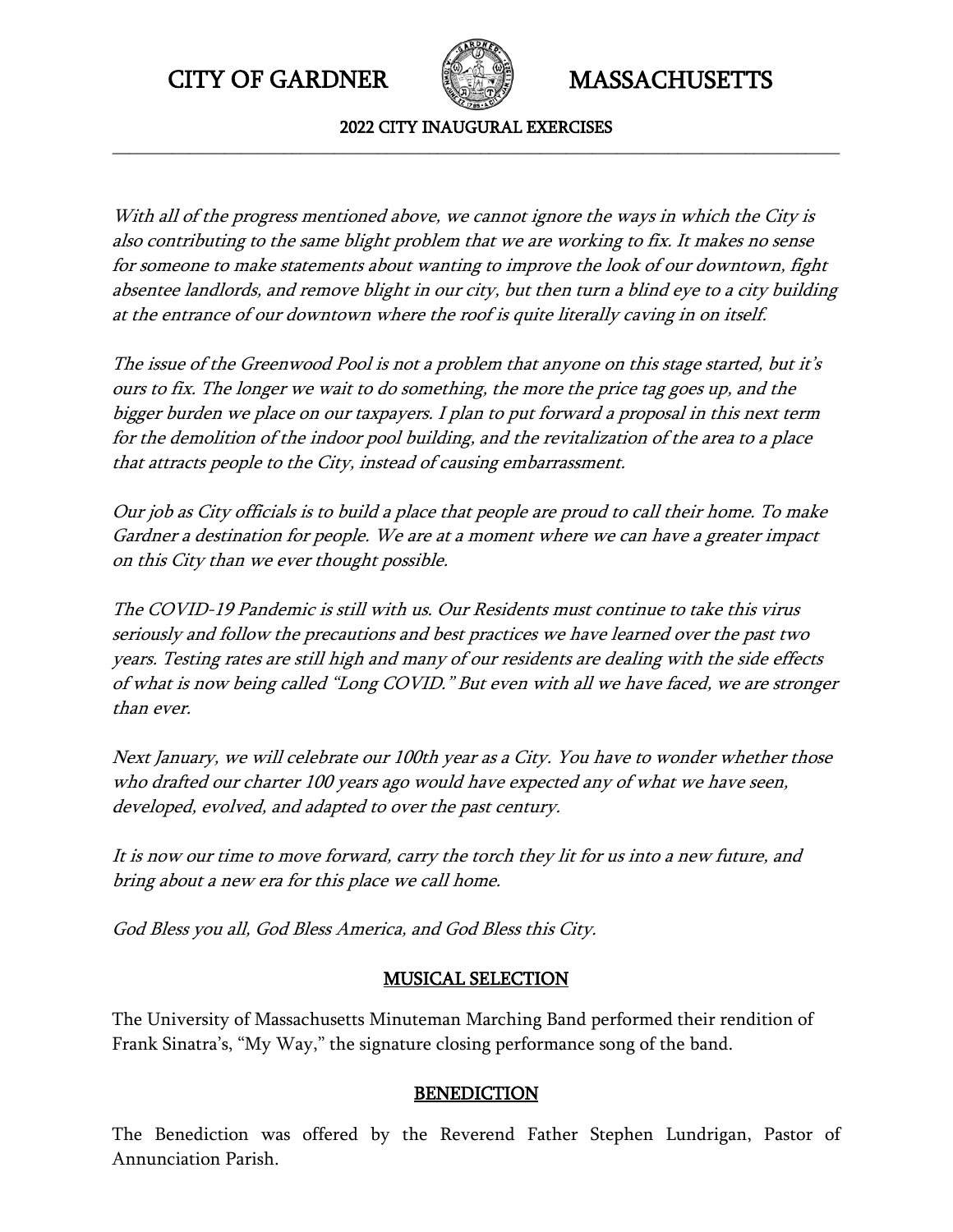*With all of the progress mentioned above, we cannot ignore the ways in which the City is also contributing to the same blight problem that we are working to fix. It makes no sense for someone to make statements about wanting to improve the look of our downtown, fight absentee landlords, and remove blight in our city, but then turn a blind eye to a city building at the entrance of our downtown where the roof is quite literally caving in on itself.*

*The issue of the Greenwood Pool is not a problem that anyone on this stage started, but it's ours to fix. The longer we wait to do something, the more the price tag goes up, and the bigger burden we place on our taxpayers. I plan to put forward a proposal in this next term for the demolition of the indoor pool building, and the revitalization of the area to a place that attracts people to the City, instead of causing embarrassment.*

*Our job as City officials is to build a place that people are proud to call their home. To make Gardner a destination for people. We are at a moment where we can have a greater impact on this City than we ever thought possible.*

*The COVID-19 Pandemic is still with us. Our Residents must continue to take this virus seriously and follow the precautions and best practices we have learned over the past two years. Testing rates are still high and many of our residents are dealing with the side effects of what is now being called "Long COVID." But even with all we have faced, we are stronger than ever.*

*Next January, we will celebrate our 100th year as a City. You have to wonder whether those who drafted our charter 100 years ago would have expected any of what we have seen, developed, evolved, and adapted to over the past century.*

*It is now our time to move forward, carry the torch they lit for us into a new future, and bring about a new era for this place we call home.*

*God Bless you all, God Bless America, and God Bless this City.*

## MUSICAL SELECTION

The University of Massachusetts Minuteman Marching Band performed their rendition of Frank Sinatra's, "My Way," the signature closing performance song of the band.

## BENEDICTION

The Benediction was offered by the Reverend Father Stephen Lundrigan, Pastor of Annunciation Parish.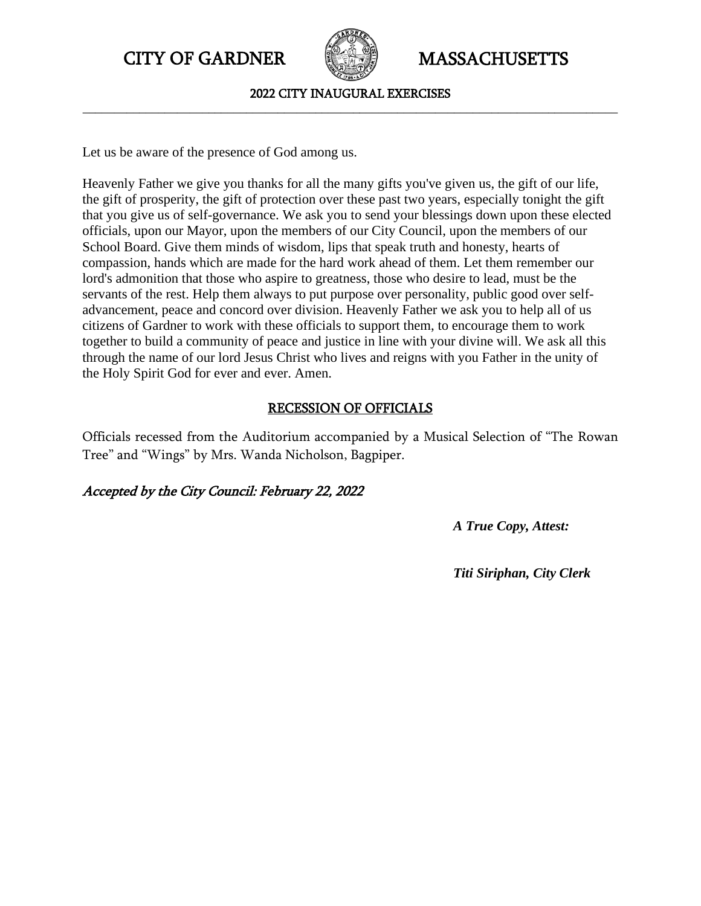Let us be aware of the presence of God among us.

Heavenly Father we give you thanks for all the many gifts you've given us, the gift of our life, the gift of prosperity, the gift of protection over these past two years, especially tonight the gift that you give us of self-governance. We ask you to send your blessings down upon these elected officials, upon our Mayor, upon the members of our City Council, upon the members of our School Board. Give them minds of wisdom, lips that speak truth and honesty, hearts of compassion, hands which are made for the hard work ahead of them. Let them remember our lord's admonition that those who aspire to greatness, those who desire to lead, must be the servants of the rest. Help them always to put purpose over personality, public good over self-advancement, peace and concord over division. Heavenly Father we ask you to help all of us citizens of Gardner to work with these officials to support them, to encourage them to work together to build a community of peace and justice in line with your divine will. We ask all this through the name of our lord Jesus Christ who lives and reigns with you Father in the unity of the Holy Spirit God for ever and ever. Amen.

## RECESSION OF OFFICIALS

Officials recessed from the Auditorium accompanied by a Musical Selection of "The Rowan Tree" and "Wings" by Mrs. Wanda Nicholson, Bagpiper.

*Accepted by the City Council: February 22, 2022*

***A True Copy, Attest:***

***Titi Siriphan, City Clerk***